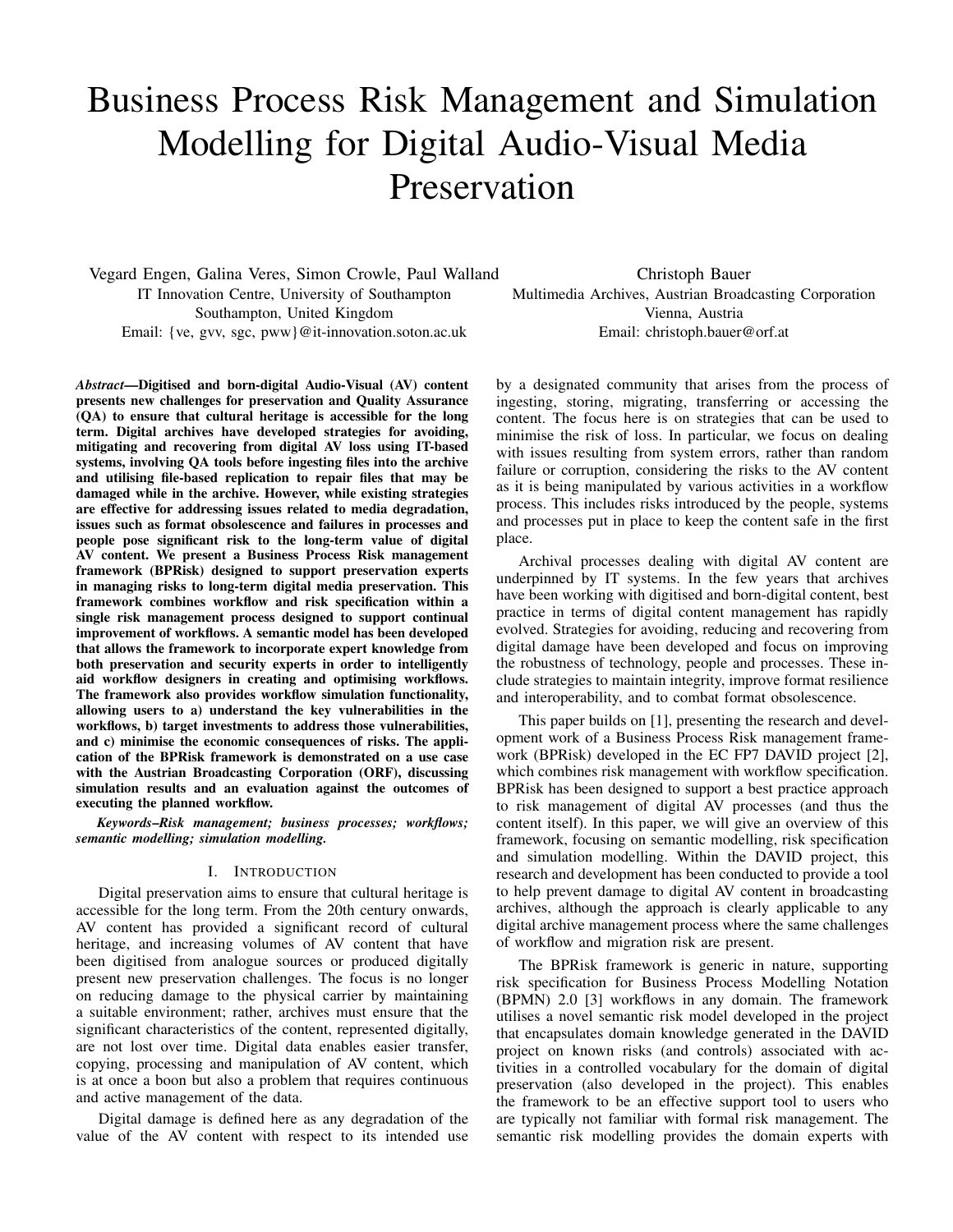# Business Process Risk Management and Simulation Modelling for Digital Audio-Visual Media Preservation

Vegard Engen, Galina Veres, Simon Crowle, Paul Walland
IT Innovation Centre, University of Southampton
Southampton, United Kingdom
Email: {ve, gvv, sgc, pww}@it-innovation.soton.ac.uk

Christoph Bauer
Multimedia Archives, Austrian Broadcasting Corporation
Vienna, Austria
Email: christoph.bauer@orf.at

***Abstract*—Digitised and born-digital Audio-Visual (AV) content presents new challenges for preservation and Quality Assurance (QA) to ensure that cultural heritage is accessible for the long term. Digital archives have developed strategies for avoiding, mitigating and recovering from digital AV loss using IT-based systems, involving QA tools before ingesting files into the archive and utilising file-based replication to repair files that may be damaged while in the archive. However, while existing strategies are effective for addressing issues related to media degradation, issues such as format obsolescence and failures in processes and people pose significant risk to the long-term value of digital AV content. We present a Business Process Risk management framework (BPRisk) designed to support preservation experts in managing risks to long-term digital media preservation. This framework combines workflow and risk specification within a single risk management process designed to support continual improvement of workflows. A semantic model has been developed that allows the framework to incorporate expert knowledge from both preservation and security experts in order to intelligently aid workflow designers in creating and optimising workflows. The framework also provides workflow simulation functionality, allowing users to a) understand the key vulnerabilities in the workflows, b) target investments to address those vulnerabilities, and c) minimise the economic consequences of risks. The application of the BPRisk framework is demonstrated on a use case with the Austrian Broadcasting Corporation (ORF), discussing simulation results and an evaluation against the outcomes of executing the planned workflow.**

***Keywords*–*Risk management; business processes; workflows; semantic modelling; simulation modelling.***

## I. Introduction

Digital preservation aims to ensure that cultural heritage is accessible for the long term. From the 20th century onwards, AV content has provided a significant record of cultural heritage, and increasing volumes of AV content that have been digitised from analogue sources or produced digitally present new preservation challenges. The focus is no longer on reducing damage to the physical carrier by maintaining a suitable environment; rather, archives must ensure that the significant characteristics of the content, represented digitally, are not lost over time. Digital data enables easier transfer, copying, processing and manipulation of AV content, which is at once a boon but also a problem that requires continuous and active management of the data.

Digital damage is defined here as any degradation of the value of the AV content with respect to its intended use by a designated community that arises from the process of ingesting, storing, migrating, transferring or accessing the content. The focus here is on strategies that can be used to minimise the risk of loss. In particular, we focus on dealing with issues resulting from system errors, rather than random failure or corruption, considering the risks to the AV content as it is being manipulated by various activities in a workflow process. This includes risks introduced by the people, systems and processes put in place to keep the content safe in the first place.

Archival processes dealing with digital AV content are underpinned by IT systems. In the few years that archives have been working with digitised and born-digital content, best practice in terms of digital content management has rapidly evolved. Strategies for avoiding, reducing and recovering from digital damage have been developed and focus on improving the robustness of technology, people and processes. These include strategies to maintain integrity, improve format resilience and interoperability, and to combat format obsolescence.

This paper builds on [1], presenting the research and development work of a Business Process Risk management framework (BPRisk) developed in the EC FP7 DAVID project [2], which combines risk management with workflow specification. BPRisk has been designed to support a best practice approach to risk management of digital AV processes (and thus the content itself). In this paper, we will give an overview of this framework, focusing on semantic modelling, risk specification and simulation modelling. Within the DAVID project, this research and development has been conducted to provide a tool to help prevent damage to digital AV content in broadcasting archives, although the approach is clearly applicable to any digital archive management process where the same challenges of workflow and migration risk are present.

The BPRisk framework is generic in nature, supporting risk specification for Business Process Modelling Notation (BPMN) 2.0 [3] workflows in any domain. The framework utilises a novel semantic risk model developed in the project that encapsulates domain knowledge generated in the DAVID project on known risks (and controls) associated with activities in a controlled vocabulary for the domain of digital preservation (also developed in the project). This enables the framework to be an effective support tool to users who are typically not familiar with formal risk management. The semantic risk modelling provides the domain experts with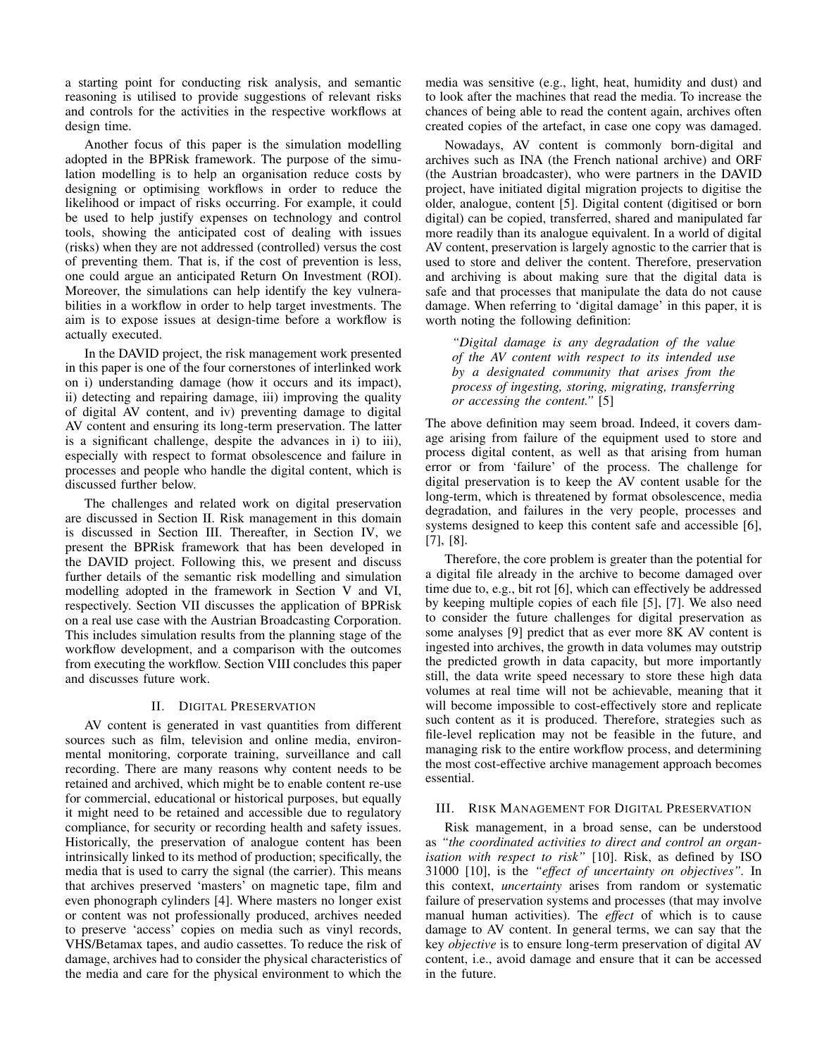a starting point for conducting risk analysis, and semantic reasoning is utilised to provide suggestions of relevant risks and controls for the activities in the respective workflows at design time.

Another focus of this paper is the simulation modelling adopted in the BPRisk framework. The purpose of the simulation modelling is to help an organisation reduce costs by designing or optimising workflows in order to reduce the likelihood or impact of risks occurring. For example, it could be used to help justify expenses on technology and control tools, showing the anticipated cost of dealing with issues (risks) when they are not addressed (controlled) versus the cost of preventing them. That is, if the cost of prevention is less, one could argue an anticipated Return On Investment (ROI). Moreover, the simulations can help identify the key vulnerabilities in a workflow in order to help target investments. The aim is to expose issues at design-time before a workflow is actually executed.

In the DAVID project, the risk management work presented in this paper is one of the four cornerstones of interlinked work on i) understanding damage (how it occurs and its impact), ii) detecting and repairing damage, iii) improving the quality of digital AV content, and iv) preventing damage to digital AV content and ensuring its long-term preservation. The latter is a significant challenge, despite the advances in i) to iii), especially with respect to format obsolescence and failure in processes and people who handle the digital content, which is discussed further below.

The challenges and related work on digital preservation are discussed in Section II. Risk management in this domain is discussed in Section III. Thereafter, in Section IV, we present the BPRisk framework that has been developed in the DAVID project. Following this, we present and discuss further details of the semantic risk modelling and simulation modelling adopted in the framework in Section V and VI, respectively. Section VII discusses the application of BPRisk on a real use case with the Austrian Broadcasting Corporation. This includes simulation results from the planning stage of the workflow development, and a comparison with the outcomes from executing the workflow. Section VIII concludes this paper and discusses future work.

## II. Digital Preservation

AV content is generated in vast quantities from different sources such as film, television and online media, environmental monitoring, corporate training, surveillance and call recording. There are many reasons why content needs to be retained and archived, which might be to enable content re-use for commercial, educational or historical purposes, but equally it might need to be retained and accessible due to regulatory compliance, for security or recording health and safety issues. Historically, the preservation of analogue content has been intrinsically linked to its method of production; specifically, the media that is used to carry the signal (the carrier). This means that archives preserved 'masters' on magnetic tape, film and even phonograph cylinders [4]. Where masters no longer exist or content was not professionally produced, archives needed to preserve 'access' copies on media such as vinyl records, VHS/Betamax tapes, and audio cassettes. To reduce the risk of damage, archives had to consider the physical characteristics of the media and care for the physical environment to which the media was sensitive (e.g., light, heat, humidity and dust) and to look after the machines that read the media. To increase the chances of being able to read the content again, archives often created copies of the artefact, in case one copy was damaged.

Nowadays, AV content is commonly born-digital and archives such as INA (the French national archive) and ORF (the Austrian broadcaster), who were partners in the DAVID project, have initiated digital migration projects to digitise the older, analogue, content [5]. Digital content (digitised or born digital) can be copied, transferred, shared and manipulated far more readily than its analogue equivalent. In a world of digital AV content, preservation is largely agnostic to the carrier that is used to store and deliver the content. Therefore, preservation and archiving is about making sure that the digital data is safe and that processes that manipulate the data do not cause damage. When referring to 'digital damage' in this paper, it is worth noting the following definition:

> *"Digital damage is any degradation of the value of the AV content with respect to its intended use by a designated community that arises from the process of ingesting, storing, migrating, transferring or accessing the content."* [5]

The above definition may seem broad. Indeed, it covers damage arising from failure of the equipment used to store and process digital content, as well as that arising from human error or from 'failure' of the process. The challenge for digital preservation is to keep the AV content usable for the long-term, which is threatened by format obsolescence, media degradation, and failures in the very people, processes and systems designed to keep this content safe and accessible [6], [7], [8].

Therefore, the core problem is greater than the potential for a digital file already in the archive to become damaged over time due to, e.g., bit rot [6], which can effectively be addressed by keeping multiple copies of each file [5], [7]. We also need to consider the future challenges for digital preservation as some analyses [9] predict that as ever more 8K AV content is ingested into archives, the growth in data volumes may outstrip the predicted growth in data capacity, but more importantly still, the data write speed necessary to store these high data volumes at real time will not be achievable, meaning that it will become impossible to cost-effectively store and replicate such content as it is produced. Therefore, strategies such as file-level replication may not be feasible in the future, and managing risk to the entire workflow process, and determining the most cost-effective archive management approach becomes essential.

## III. Risk Management for Digital Preservation

Risk management, in a broad sense, can be understood as *"the coordinated activities to direct and control an organisation with respect to risk"* [10]. Risk, as defined by ISO 31000 [10], is the *"effect of uncertainty on objectives"*. In this context, *uncertainty* arises from random or systematic failure of preservation systems and processes (that may involve manual human activities). The *effect* of which is to cause damage to AV content. In general terms, we can say that the key *objective* is to ensure long-term preservation of digital AV content, i.e., avoid damage and ensure that it can be accessed in the future.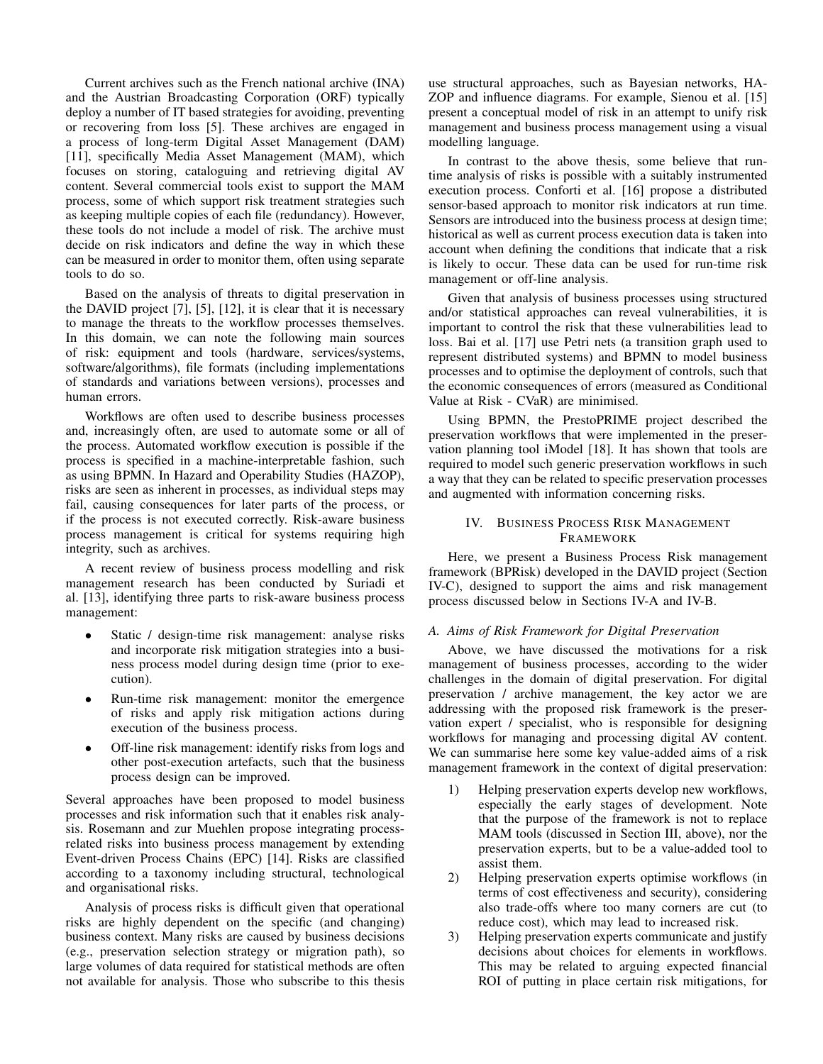Current archives such as the French national archive (INA) and the Austrian Broadcasting Corporation (ORF) typically deploy a number of IT based strategies for avoiding, preventing or recovering from loss [5]. These archives are engaged in a process of long-term Digital Asset Management (DAM) [11], specifically Media Asset Management (MAM), which focuses on storing, cataloguing and retrieving digital AV content. Several commercial tools exist to support the MAM process, some of which support risk treatment strategies such as keeping multiple copies of each file (redundancy). However, these tools do not include a model of risk. The archive must decide on risk indicators and define the way in which these can be measured in order to monitor them, often using separate tools to do so.

Based on the analysis of threats to digital preservation in the DAVID project [7], [5], [12], it is clear that it is necessary to manage the threats to the workflow processes themselves. In this domain, we can note the following main sources of risk: equipment and tools (hardware, services/systems, software/algorithms), file formats (including implementations of standards and variations between versions), processes and human errors.

Workflows are often used to describe business processes and, increasingly often, are used to automate some or all of the process. Automated workflow execution is possible if the process is specified in a machine-interpretable fashion, such as using BPMN. In Hazard and Operability Studies (HAZOP), risks are seen as inherent in processes, as individual steps may fail, causing consequences for later parts of the process, or if the process is not executed correctly. Risk-aware business process management is critical for systems requiring high integrity, such as archives.

A recent review of business process modelling and risk management research has been conducted by Suriadi et al. [13], identifying three parts to risk-aware business process management:

- Static / design-time risk management: analyse risks and incorporate risk mitigation strategies into a business process model during design time (prior to execution).
- Run-time risk management: monitor the emergence of risks and apply risk mitigation actions during execution of the business process.
- Off-line risk management: identify risks from logs and other post-execution artefacts, such that the business process design can be improved.

Several approaches have been proposed to model business processes and risk information such that it enables risk analysis. Rosemann and zur Muehlen propose integrating process-related risks into business process management by extending Event-driven Process Chains (EPC) [14]. Risks are classified according to a taxonomy including structural, technological and organisational risks.

Analysis of process risks is difficult given that operational risks are highly dependent on the specific (and changing) business context. Many risks are caused by business decisions (e.g., preservation selection strategy or migration path), so large volumes of data required for statistical methods are often not available for analysis. Those who subscribe to this thesis use structural approaches, such as Bayesian networks, HAZOP and influence diagrams. For example, Sienou et al. [15] present a conceptual model of risk in an attempt to unify risk management and business process management using a visual modelling language.

In contrast to the above thesis, some believe that run-time analysis of risks is possible with a suitably instrumented execution process. Conforti et al. [16] propose a distributed sensor-based approach to monitor risk indicators at run time. Sensors are introduced into the business process at design time; historical as well as current process execution data is taken into account when defining the conditions that indicate that a risk is likely to occur. These data can be used for run-time risk management or off-line analysis.

Given that analysis of business processes using structured and/or statistical approaches can reveal vulnerabilities, it is important to control the risk that these vulnerabilities lead to loss. Bai et al. [17] use Petri nets (a transition graph used to represent distributed systems) and BPMN to model business processes and to optimise the deployment of controls, such that the economic consequences of errors (measured as Conditional Value at Risk - CVaR) are minimised.

Using BPMN, the PrestoPRIME project described the preservation workflows that were implemented in the preservation planning tool iModel [18]. It has shown that tools are required to model such generic preservation workflows in such a way that they can be related to specific preservation processes and augmented with information concerning risks.

## IV. Business Process Risk Management Framework

Here, we present a Business Process Risk management framework (BPRisk) developed in the DAVID project (Section IV-C), designed to support the aims and risk management process discussed below in Sections IV-A and IV-B.

### A. Aims of Risk Framework for Digital Preservation

Above, we have discussed the motivations for a risk management of business processes, according to the wider challenges in the domain of digital preservation. For digital preservation / archive management, the key actor we are addressing with the proposed risk framework is the preservation expert / specialist, who is responsible for designing workflows for managing and processing digital AV content. We can summarise here some key value-added aims of a risk management framework in the context of digital preservation:

1) Helping preservation experts develop new workflows, especially the early stages of development. Note that the purpose of the framework is not to replace MAM tools (discussed in Section III, above), nor the preservation experts, but to be a value-added tool to assist them.
2) Helping preservation experts optimise workflows (in terms of cost effectiveness and security), considering also trade-offs where too many corners are cut (to reduce cost), which may lead to increased risk.
3) Helping preservation experts communicate and justify decisions about choices for elements in workflows. This may be related to arguing expected financial ROI of putting in place certain risk mitigations, for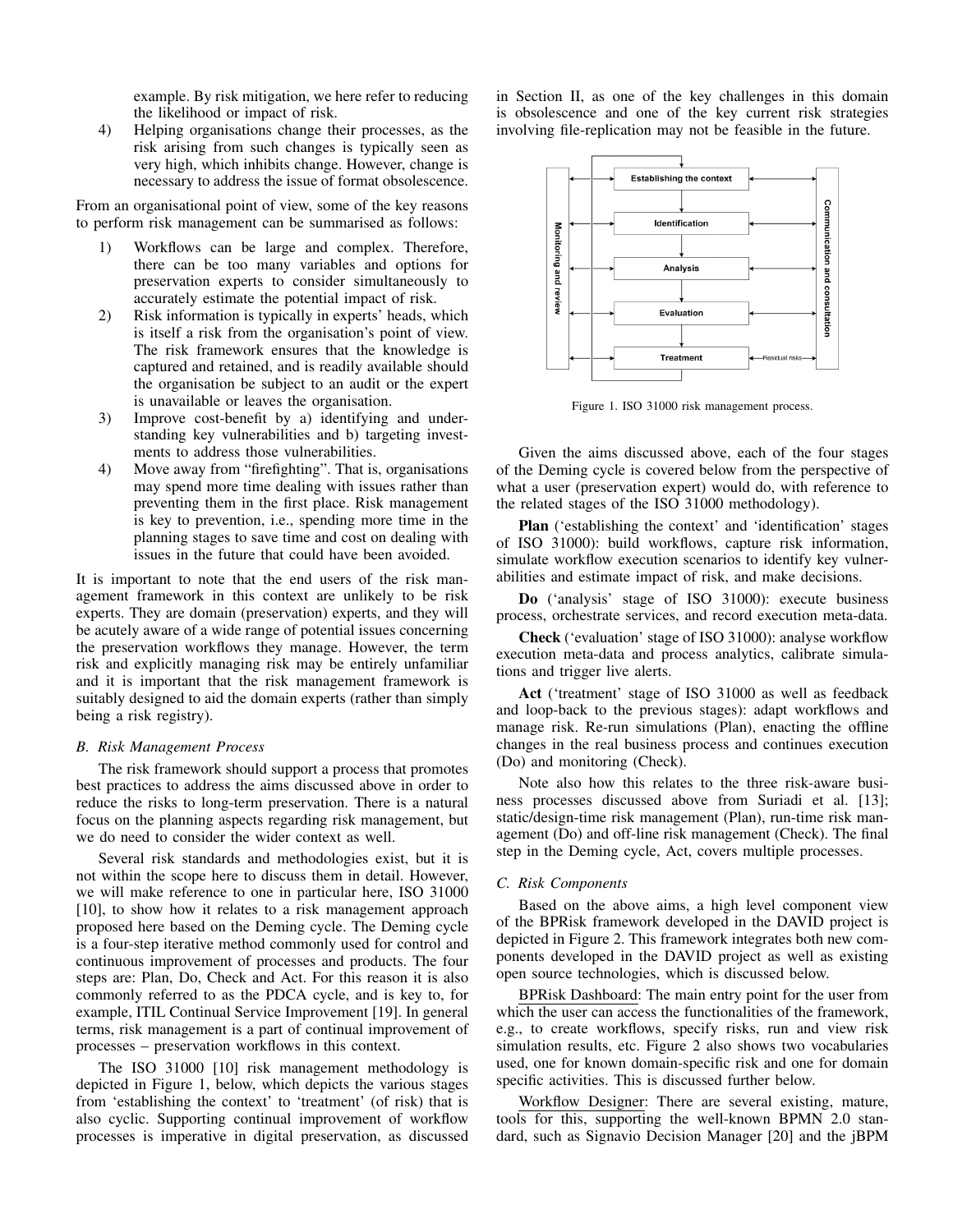example. By risk mitigation, we here refer to reducing the likelihood or impact of risk.

4) Helping organisations change their processes, as the risk arising from such changes is typically seen as very high, which inhibits change. However, change is necessary to address the issue of format obsolescence.

From an organisational point of view, some of the key reasons to perform risk management can be summarised as follows:

1) Workflows can be large and complex. Therefore, there can be too many variables and options for preservation experts to consider simultaneously to accurately estimate the potential impact of risk.
2) Risk information is typically in experts' heads, which is itself a risk from the organisation's point of view. The risk framework ensures that the knowledge is captured and retained, and is readily available should the organisation be subject to an audit or the expert is unavailable or leaves the organisation.
3) Improve cost-benefit by a) identifying and understanding key vulnerabilities and b) targeting investments to address those vulnerabilities.
4) Move away from "firefighting". That is, organisations may spend more time dealing with issues rather than preventing them in the first place. Risk management is key to prevention, i.e., spending more time in the planning stages to save time and cost on dealing with issues in the future that could have been avoided.

It is important to note that the end users of the risk management framework in this context are unlikely to be risk experts. They are domain (preservation) experts, and they will be acutely aware of a wide range of potential issues concerning the preservation workflows they manage. However, the term risk and explicitly managing risk may be entirely unfamiliar and it is important that the risk management framework is suitably designed to aid the domain experts (rather than simply being a risk registry).

### *B. Risk Management Process*

The risk framework should support a process that promotes best practices to address the aims discussed above in order to reduce the risks to long-term preservation. There is a natural focus on the planning aspects regarding risk management, but we do need to consider the wider context as well.

Several risk standards and methodologies exist, but it is not within the scope here to discuss them in detail. However, we will make reference to one in particular here, ISO 31000 [10], to show how it relates to a risk management approach proposed here based on the Deming cycle. The Deming cycle is a four-step iterative method commonly used for control and continuous improvement of processes and products. The four steps are: Plan, Do, Check and Act. For this reason it is also commonly referred to as the PDCA cycle, and is key to, for example, ITIL Continual Service Improvement [19]. In general terms, risk management is a part of continual improvement of processes – preservation workflows in this context.

The ISO 31000 [10] risk management methodology is depicted in Figure 1, below, which depicts the various stages from 'establishing the context' to 'treatment' (of risk) that is also cyclic. Supporting continual improvement of workflow processes is imperative in digital preservation, as discussed in Section II, as one of the key challenges in this domain is obsolescence and one of the key current risk strategies involving file-replication may not be feasible in the future.

Figure 1. ISO 31000 risk management process.

Given the aims discussed above, each of the four stages of the Deming cycle is covered below from the perspective of what a user (preservation expert) would do, with reference to the related stages of the ISO 31000 methodology).

**Plan** ('establishing the context' and 'identification' stages of ISO 31000): build workflows, capture risk information, simulate workflow execution scenarios to identify key vulnerabilities and estimate impact of risk, and make decisions.

**Do** ('analysis' stage of ISO 31000): execute business process, orchestrate services, and record execution meta-data.

**Check** ('evaluation' stage of ISO 31000): analyse workflow execution meta-data and process analytics, calibrate simulations and trigger live alerts.

**Act** ('treatment' stage of ISO 31000 as well as feedback and loop-back to the previous stages): adapt workflows and manage risk. Re-run simulations (Plan), enacting the offline changes in the real business process and continues execution (Do) and monitoring (Check).

Note also how this relates to the three risk-aware business processes discussed above from Suriadi et al. [13]; static/design-time risk management (Plan), run-time risk management (Do) and off-line risk management (Check). The final step in the Deming cycle, Act, covers multiple processes.

### *C. Risk Components*

Based on the above aims, a high level component view of the BPRisk framework developed in the DAVID project is depicted in Figure 2. This framework integrates both new components developed in the DAVID project as well as existing open source technologies, which is discussed below.

BPRisk Dashboard: The main entry point for the user from which the user can access the functionalities of the framework, e.g., to create workflows, specify risks, run and view risk simulation results, etc. Figure 2 also shows two vocabularies used, one for known domain-specific risk and one for domain specific activities. This is discussed further below.

Workflow Designer: There are several existing, mature, tools for this, supporting the well-known BPMN 2.0 standard, such as Signavio Decision Manager [20] and the jBPM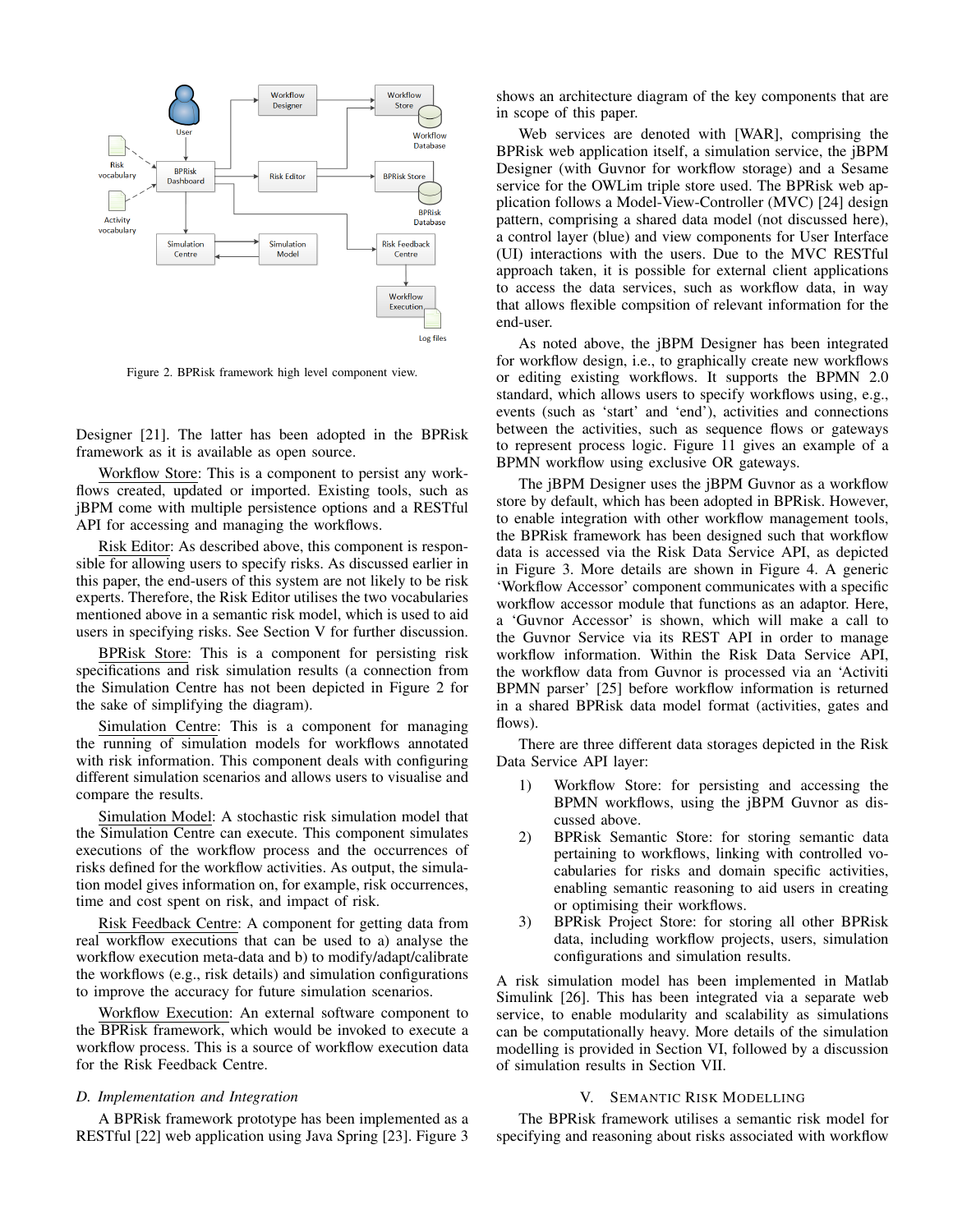Figure 2. BPRisk framework high level component view.

Designer [21]. The latter has been adopted in the BPRisk framework as it is available as open source.

Workflow Store: This is a component to persist any workflows created, updated or imported. Existing tools, such as jBPM come with multiple persistence options and a RESTful API for accessing and managing the workflows.

Risk Editor: As described above, this component is responsible for allowing users to specify risks. As discussed earlier in this paper, the end-users of this system are not likely to be risk experts. Therefore, the Risk Editor utilises the two vocabularies mentioned above in a semantic risk model, which is used to aid users in specifying risks. See Section V for further discussion.

BPRisk Store: This is a component for persisting risk specifications and risk simulation results (a connection from the Simulation Centre has not been depicted in Figure 2 for the sake of simplifying the diagram).

Simulation Centre: This is a component for managing the running of simulation models for workflows annotated with risk information. This component deals with configuring different simulation scenarios and allows users to visualise and compare the results.

Simulation Model: A stochastic risk simulation model that the Simulation Centre can execute. This component simulates executions of the workflow process and the occurrences of risks defined for the workflow activities. As output, the simulation model gives information on, for example, risk occurrences, time and cost spent on risk, and impact of risk.

Risk Feedback Centre: A component for getting data from real workflow executions that can be used to a) analyse the workflow execution meta-data and b) to modify/adapt/calibrate the workflows (e.g., risk details) and simulation configurations to improve the accuracy for future simulation scenarios.

Workflow Execution: An external software component to the BPRisk framework, which would be invoked to execute a workflow process. This is a source of workflow execution data for the Risk Feedback Centre.

### D. Implementation and Integration

A BPRisk framework prototype has been implemented as a RESTful [22] web application using Java Spring [23]. Figure 3 shows an architecture diagram of the key components that are in scope of this paper.

Web services are denoted with [WAR], comprising the BPRisk web application itself, a simulation service, the jBPM Designer (with Guvnor for workflow storage) and a Sesame service for the OWLim triple store used. The BPRisk web application follows a Model-View-Controller (MVC) [24] design pattern, comprising a shared data model (not discussed here), a control layer (blue) and view components for User Interface (UI) interactions with the users. Due to the MVC RESTful approach taken, it is possible for external client applications to access the data services, such as workflow data, in way that allows flexible compsition of relevant information for the end-user.

As noted above, the jBPM Designer has been integrated for workflow design, i.e., to graphically create new workflows or editing existing workflows. It supports the BPMN 2.0 standard, which allows users to specify workflows using, e.g., events (such as 'start' and 'end'), activities and connections between the activities, such as sequence flows or gateways to represent process logic. Figure 11 gives an example of a BPMN workflow using exclusive OR gateways.

The jBPM Designer uses the jBPM Guvnor as a workflow store by default, which has been adopted in BPRisk. However, to enable integration with other workflow management tools, the BPRisk framework has been designed such that workflow data is accessed via the Risk Data Service API, as depicted in Figure 3. More details are shown in Figure 4. A generic 'Workflow Accessor' component communicates with a specific workflow accessor module that functions as an adaptor. Here, a 'Guvnor Accessor' is shown, which will make a call to the Guvnor Service via its REST API in order to manage workflow information. Within the Risk Data Service API, the workflow data from Guvnor is processed via an 'Activiti BPMN parser' [25] before workflow information is returned in a shared BPRisk data model format (activities, gates and flows).

There are three different data storages depicted in the Risk Data Service API layer:

1) Workflow Store: for persisting and accessing the BPMN workflows, using the jBPM Guvnor as discussed above.
2) BPRisk Semantic Store: for storing semantic data pertaining to workflows, linking with controlled vocabularies for risks and domain specific activities, enabling semantic reasoning to aid users in creating or optimising their workflows.
3) BPRisk Project Store: for storing all other BPRisk data, including workflow projects, users, simulation configurations and simulation results.

A risk simulation model has been implemented in Matlab Simulink [26]. This has been integrated via a separate web service, to enable modularity and scalability as simulations can be computationally heavy. More details of the simulation modelling is provided in Section VI, followed by a discussion of simulation results in Section VII.

## V. Semantic Risk Modelling

The BPRisk framework utilises a semantic risk model for specifying and reasoning about risks associated with workflow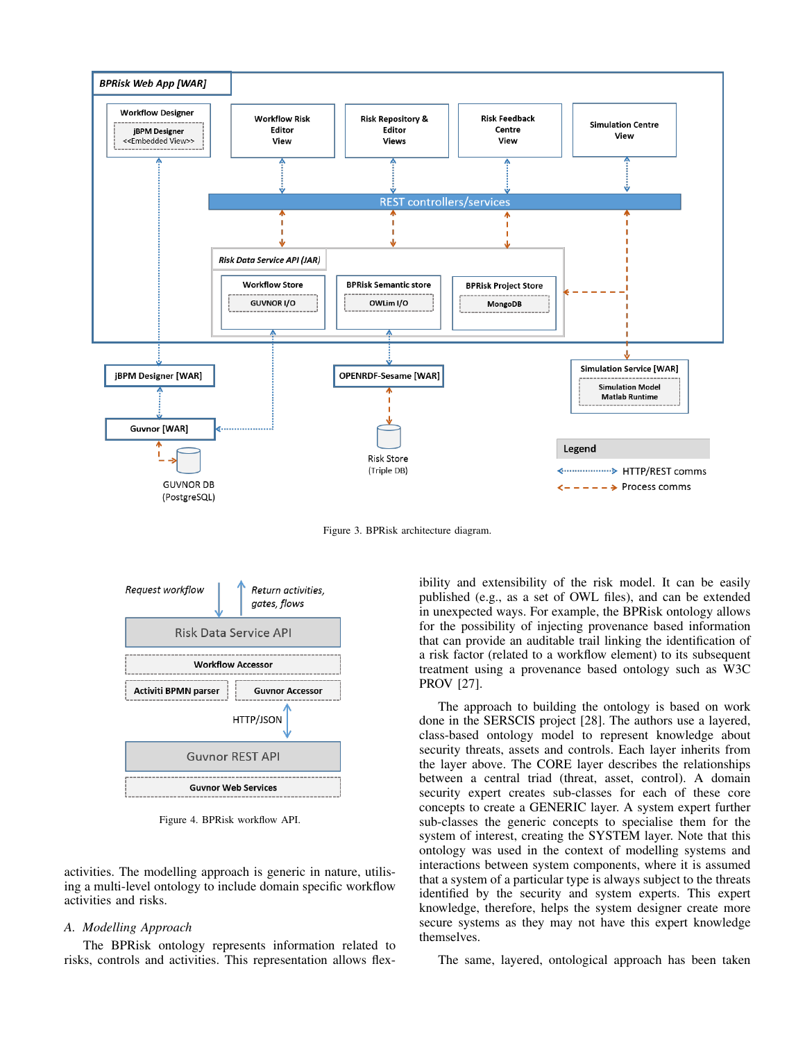Figure 3. BPRisk architecture diagram.

Figure 4. BPRisk workflow API.

activities. The modelling approach is generic in nature, utilising a multi-level ontology to include domain specific workflow activities and risks.

### *A. Modelling Approach*

The BPRisk ontology represents information related to risks, controls and activities. This representation allows flexibility and extensibility of the risk model. It can be easily published (e.g., as a set of OWL files), and can be extended in unexpected ways. For example, the BPRisk ontology allows for the possibility of injecting provenance based information that can provide an auditable trail linking the identification of a risk factor (related to a workflow element) to its subsequent treatment using a provenance based ontology such as W3C PROV [27].

The approach to building the ontology is based on work done in the SERSCIS project [28]. The authors use a layered, class-based ontology model to represent knowledge about security threats, assets and controls. Each layer inherits from the layer above. The CORE layer describes the relationships between a central triad (threat, asset, control). A domain security expert creates sub-classes for each of these core concepts to create a GENERIC layer. A system expert further sub-classes the generic concepts to specialise them for the system of interest, creating the SYSTEM layer. Note that this ontology was used in the context of modelling systems and interactions between system components, where it is assumed that a system of a particular type is always subject to the threats identified by the security and system experts. This expert knowledge, therefore, helps the system designer create more secure systems as they may not have this expert knowledge themselves.

The same, layered, ontological approach has been taken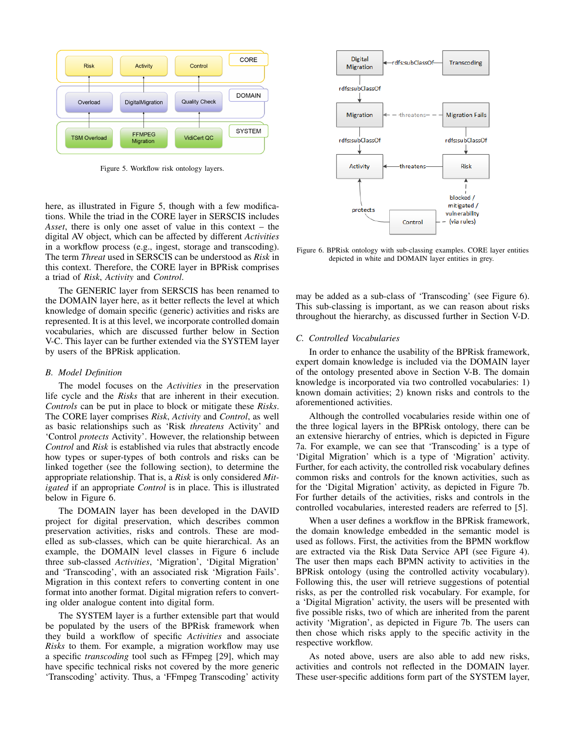Figure 5. Workflow risk ontology layers.

here, as illustrated in Figure 5, though with a few modifications. While the triad in the CORE layer in SERSCIS includes *Asset*, there is only one asset of value in this context – the digital AV object, which can be affected by different *Activities* in a workflow process (e.g., ingest, storage and transcoding). The term *Threat* used in SERSCIS can be understood as *Risk* in this context. Therefore, the CORE layer in BPRisk comprises a triad of *Risk*, *Activity* and *Control*.

The GENERIC layer from SERSCIS has been renamed to the DOMAIN layer here, as it better reflects the level at which knowledge of domain specific (generic) activities and risks are represented. It is at this level, we incorporate controlled domain vocabularies, which are discussed further below in Section V-C. This layer can be further extended via the SYSTEM layer by users of the BPRisk application.

### B. Model Definition

The model focuses on the *Activities* in the preservation life cycle and the *Risks* that are inherent in their execution. *Controls* can be put in place to block or mitigate these *Risks*. The CORE layer comprises *Risk*, *Activity* and *Control*, as well as basic relationships such as 'Risk *threatens* Activity' and 'Control *protects* Activity'. However, the relationship between *Control* and *Risk* is established via rules that abstractly encode how types or super-types of both controls and risks can be linked together (see the following section), to determine the appropriate relationship. That is, a *Risk* is only considered *Mitigated* if an appropriate *Control* is in place. This is illustrated below in Figure 6.

The DOMAIN layer has been developed in the DAVID project for digital preservation, which describes common preservation activities, risks and controls. These are modelled as sub-classes, which can be quite hierarchical. As an example, the DOMAIN level classes in Figure 6 include three sub-classed *Activities*, 'Migration', 'Digital Migration' and 'Transcoding', with an associated risk 'Migration Fails'. Migration in this context refers to converting content in one format into another format. Digital migration refers to converting older analogue content into digital form.

The SYSTEM layer is a further extensible part that would be populated by the users of the BPRisk framework when they build a workflow of specific *Activities* and associate *Risks* to them. For example, a migration workflow may use a specific *transcoding* tool such as FFmpeg [29], which may have specific technical risks not covered by the more generic 'Transcoding' activity. Thus, a 'FFmpeg Transcoding' activity may be added as a sub-class of 'Transcoding' (see Figure 6). This sub-classing is important, as we can reason about risks throughout the hierarchy, as discussed further in Section V-D.

Figure 6. BPRisk ontology with sub-classing examples. CORE layer entities depicted in white and DOMAIN layer entities in grey.

### C. Controlled Vocabularies

In order to enhance the usability of the BPRisk framework, expert domain knowledge is included via the DOMAIN layer of the ontology presented above in Section V-B. The domain knowledge is incorporated via two controlled vocabularies: 1) known domain activities; 2) known risks and controls to the aforementioned activities.

Although the controlled vocabularies reside within one of the three logical layers in the BPRisk ontology, there can be an extensive hierarchy of entries, which is depicted in Figure 7a. For example, we can see that 'Transcoding' is a type of 'Digital Migration' which is a type of 'Migration' activity. Further, for each activity, the controlled risk vocabulary defines common risks and controls for the known activities, such as for the 'Digital Migration' activity, as depicted in Figure 7b. For further details of the activities, risks and controls in the controlled vocabularies, interested readers are referred to [5].

When a user defines a workflow in the BPRisk framework, the domain knowledge embedded in the semantic model is used as follows. First, the activities from the BPMN workflow are extracted via the Risk Data Service API (see Figure 4). The user then maps each BPMN activity to activities in the BPRisk ontology (using the controlled activity vocabulary). Following this, the user will retrieve suggestions of potential risks, as per the controlled risk vocabulary. For example, for a 'Digital Migration' activity, the users will be presented with five possible risks, two of which are inherited from the parent activity 'Migration', as depicted in Figure 7b. The users can then chose which risks apply to the specific activity in the respective workflow.

As noted above, users are also able to add new risks, activities and controls not reflected in the DOMAIN layer. These user-specific additions form part of the SYSTEM layer,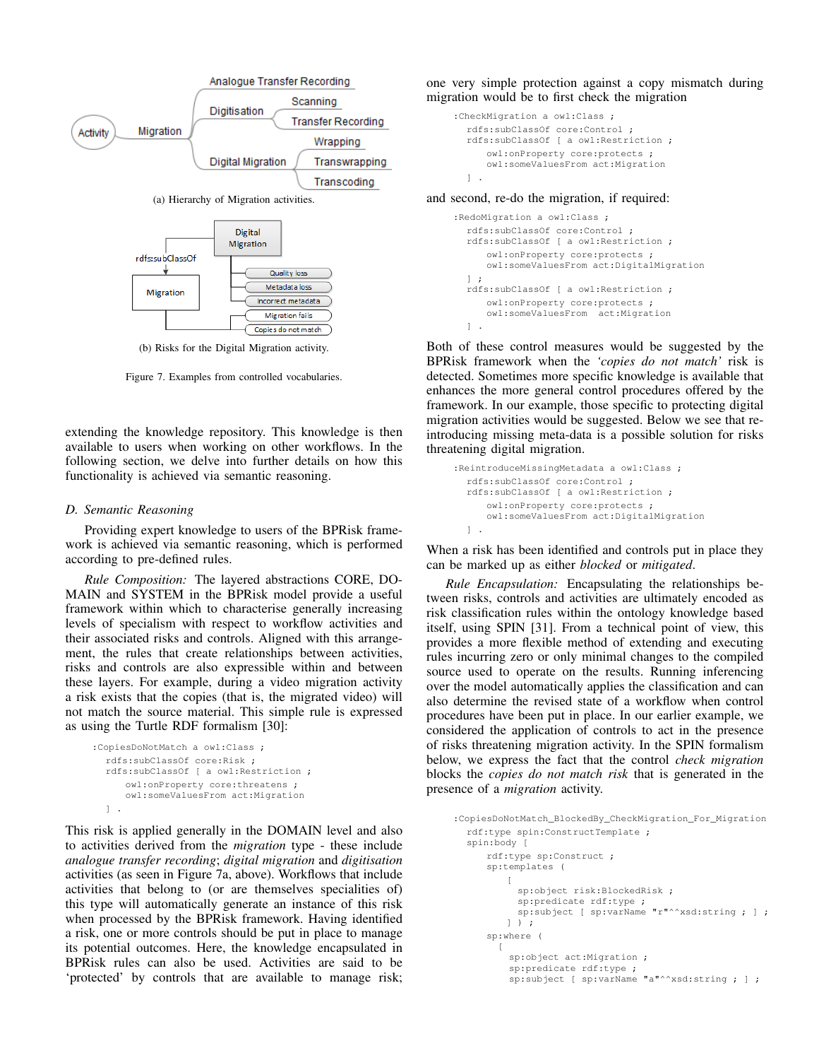(a) Hierarchy of Migration activities.

(b) Risks for the Digital Migration activity.

Figure 7. Examples from controlled vocabularies.

extending the knowledge repository. This knowledge is then available to users when working on other workflows. In the following section, we delve into further details on how this functionality is achieved via semantic reasoning.

### D. Semantic Reasoning

Providing expert knowledge to users of the BPRisk framework is achieved via semantic reasoning, which is performed according to pre-defined rules.

*Rule Composition:* The layered abstractions CORE, DOMAIN and SYSTEM in the BPRisk model provide a useful framework within which to characterise generally increasing levels of specialism with respect to workflow activities and their associated risks and controls. Aligned with this arrangement, the rules that create relationships between activities, risks and controls are also expressible within and between these layers. For example, during a video migration activity a risk exists that the copies (that is, the migrated video) will not match the source material. This simple rule is expressed as using the Turtle RDF formalism [30]:

```
:CopiesDoNotMatch a owl:Class ;
  rdfs:subClassOf core:Risk ;
  rdfs:subClassOf [ a owl:Restriction ;
      owl:onProperty core:threatens ;
      owl:someValuesFrom act:Migration
  ] .
```

This risk is applied generally in the DOMAIN level and also to activities derived from the *migration* type - these include *analogue transfer recording*; *digital migration* and *digitisation* activities (as seen in Figure 7a, above). Workflows that include activities that belong to (or are themselves specialities of) this type will automatically generate an instance of this risk when processed by the BPRisk framework. Having identified a risk, one or more controls should be put in place to manage its potential outcomes. Here, the knowledge encapsulated in BPRisk rules can also be used. Activities are said to be 'protected' by controls that are available to manage risk; one very simple protection against a copy mismatch during migration would be to first check the migration

```
:CheckMigration a owl:Class ;
  rdfs:subClassOf core:Control ;
  rdfs:subClassOf [ a owl:Restriction ;
      owl:onProperty core:protects ;
      owl:someValuesFrom act:Migration
  ] .
```

and second, re-do the migration, if required:

```
:RedoMigration a owl:Class ;
  rdfs:subClassOf core:Control ;
  rdfs:subClassOf [ a owl:Restriction ;
      owl:onProperty core:protects ;
      owl:someValuesFrom act:DigitalMigration
  ] ;
  rdfs:subClassOf [ a owl:Restriction ;
      owl:onProperty core:protects ;
      owl:someValuesFrom  act:Migration
  ] .
```

Both of these control measures would be suggested by the BPRisk framework when the *'copies do not match'* risk is detected. Sometimes more specific knowledge is available that enhances the more general control procedures offered by the framework. In our example, those specific to protecting digital migration activities would be suggested. Below we see that re-introducing missing meta-data is a possible solution for risks threatening digital migration.

```
:ReintroduceMissingMetadata a owl:Class ;
  rdfs:subClassOf core:Control ;
  rdfs:subClassOf [ a owl:Restriction ;
      owl:onProperty core:protects ;
      owl:someValuesFrom act:DigitalMigration
  ] .
```

When a risk has been identified and controls put in place they can be marked up as either *blocked* or *mitigated*.

*Rule Encapsulation:* Encapsulating the relationships between risks, controls and activities are ultimately encoded as risk classification rules within the ontology knowledge based itself, using SPIN [31]. From a technical point of view, this provides a more flexible method of extending and executing rules incurring zero or only minimal changes to the compiled source used to operate on the results. Running inferencing over the model automatically applies the classification and can also determine the revised state of a workflow when control procedures have been put in place. In our earlier example, we considered the application of controls to act in the presence of risks threatening migration activity. In the SPIN formalism below, we express the fact that the control *check migration* blocks the *copies do not match risk* that is generated in the presence of a *migration* activity.

```
:CopiesDoNotMatch_BlockedBy_CheckMigration_For_Migration
  rdf:type spin:ConstructTemplate ;
  spin:body [
      rdf:type sp:Construct ;
      sp:templates (
          [
            sp:object risk:BlockedRisk ;
            sp:predicate rdf:type ;
            sp:subject [ sp:varName "r"^^xsd:string ; ] ;
          ] ) ;
      sp:where (
        [
          sp:object act:Migration ;
          sp:predicate rdf:type ;
          sp:subject [ sp:varName "a"^^xsd:string ; ] ;
```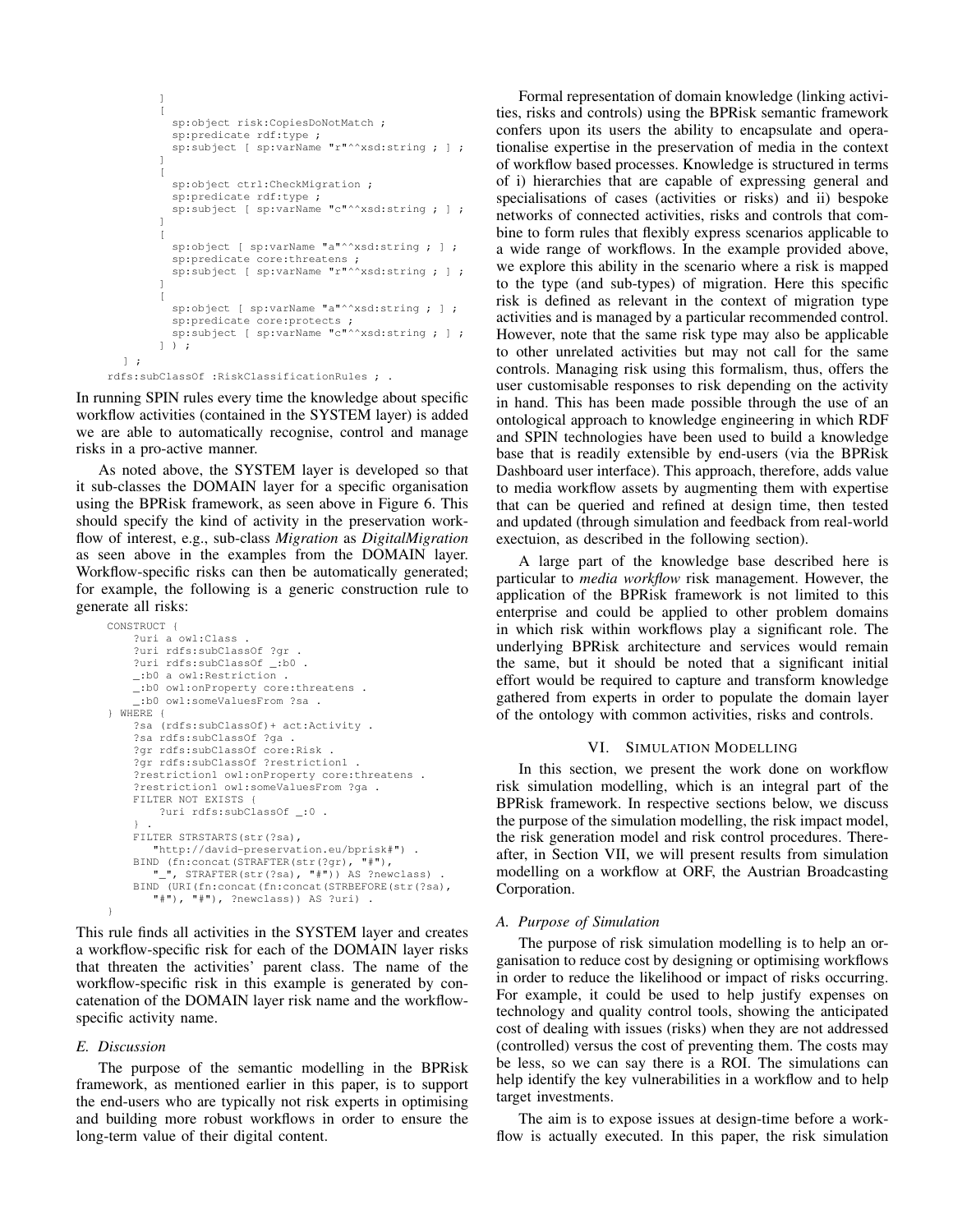```
        ]
        [
          sp:object risk:CopiesDoNotMatch ;
          sp:predicate rdf:type ;
          sp:subject [ sp:varName "r"^^xsd:string ; ] ;
        ]
        [
          sp:object ctrl:CheckMigration ;
          sp:predicate rdf:type ;
          sp:subject [ sp:varName "c"^^xsd:string ; ] ;
        ]
        [
          sp:object [ sp:varName "a"^^xsd:string ; ] ;
          sp:predicate core:threatens ;
          sp:subject [ sp:varName "r"^^xsd:string ; ] ;
        ]
        [
          sp:object [ sp:varName "a"^^xsd:string ; ] ;
          sp:predicate core:protects ;
          sp:subject [ sp:varName "c"^^xsd:string ; ] ;
        ] ) ;
    ] ;
  rdfs:subClassOf :RiskClassificationRules ; .
```

In running SPIN rules every time the knowledge about specific workflow activities (contained in the SYSTEM layer) is added we are able to automatically recognise, control and manage risks in a pro-active manner.

As noted above, the SYSTEM layer is developed so that it sub-classes the DOMAIN layer for a specific organisation using the BPRisk framework, as seen above in Figure 6. This should specify the kind of activity in the preservation workflow of interest, e.g., sub-class *Migration* as *DigitalMigration* as seen above in the examples from the DOMAIN layer. Workflow-specific risks can then be automatically generated; for example, the following is a generic construction rule to generate all risks:

```
CONSTRUCT {
    ?uri a owl:Class .
    ?uri rdfs:subClassOf ?gr .
    ?uri rdfs:subClassOf _:b0 .
    _:b0 a owl:Restriction .
    _:b0 owl:onProperty core:threatens .
    _:b0 owl:someValuesFrom ?sa .
} WHERE {
    ?sa (rdfs:subClassOf)+ act:Activity .
    ?sa rdfs:subClassOf ?ga .
    ?gr rdfs:subClassOf core:Risk .
    ?gr rdfs:subClassOf ?restriction1 .
    ?restriction1 owl:onProperty core:threatens .
    ?restriction1 owl:someValuesFrom ?ga .
    FILTER NOT EXISTS {
        ?uri rdfs:subClassOf _:0 .
    } .
    FILTER STRSTARTS(str(?sa),
       "http://david-preservation.eu/bprisk#") .
    BIND (fn:concat(STRAFTER(str(?gr), "#"),
       "_", STRAFTER(str(?sa), "#")) AS ?newclass) .
    BIND (URI(fn:concat(fn:concat(STRBEFORE(str(?sa),
       "#"), "#"), ?newclass)) AS ?uri) .
}
```

This rule finds all activities in the SYSTEM layer and creates a workflow-specific risk for each of the DOMAIN layer risks that threaten the activities' parent class. The name of the workflow-specific risk in this example is generated by concatenation of the DOMAIN layer risk name and the workflow-specific activity name.

### E. Discussion

The purpose of the semantic modelling in the BPRisk framework, as mentioned earlier in this paper, is to support the end-users who are typically not risk experts in optimising and building more robust workflows in order to ensure the long-term value of their digital content.

Formal representation of domain knowledge (linking activities, risks and controls) using the BPRisk semantic framework confers upon its users the ability to encapsulate and operationalise expertise in the preservation of media in the context of workflow based processes. Knowledge is structured in terms of i) hierarchies that are capable of expressing general and specialisations of cases (activities or risks) and ii) bespoke networks of connected activities, risks and controls that combine to form rules that flexibly express scenarios applicable to a wide range of workflows. In the example provided above, we explore this ability in the scenario where a risk is mapped to the type (and sub-types) of migration. Here this specific risk is defined as relevant in the context of migration type activities and is managed by a particular recommended control. However, note that the same risk type may also be applicable to other unrelated activities but may not call for the same controls. Managing risk using this formalism, thus, offers the user customisable responses to risk depending on the activity in hand. This has been made possible through the use of an ontological approach to knowledge engineering in which RDF and SPIN technologies have been used to build a knowledge base that is readily extensible by end-users (via the BPRisk Dashboard user interface). This approach, therefore, adds value to media workflow assets by augmenting them with expertise that can be queried and refined at design time, then tested and updated (through simulation and feedback from real-world exectuion, as described in the following section).

A large part of the knowledge base described here is particular to *media workflow* risk management. However, the application of the BPRisk framework is not limited to this enterprise and could be applied to other problem domains in which risk within workflows play a significant role. The underlying BPRisk architecture and services would remain the same, but it should be noted that a significant initial effort would be required to capture and transform knowledge gathered from experts in order to populate the domain layer of the ontology with common activities, risks and controls.

## VI. Simulation Modelling

In this section, we present the work done on workflow risk simulation modelling, which is an integral part of the BPRisk framework. In respective sections below, we discuss the purpose of the simulation modelling, the risk impact model, the risk generation model and risk control procedures. Thereafter, in Section VII, we will present results from simulation modelling on a workflow at ORF, the Austrian Broadcasting Corporation.

### A. Purpose of Simulation

The purpose of risk simulation modelling is to help an organisation to reduce cost by designing or optimising workflows in order to reduce the likelihood or impact of risks occurring. For example, it could be used to help justify expenses on technology and quality control tools, showing the anticipated cost of dealing with issues (risks) when they are not addressed (controlled) versus the cost of preventing them. The costs may be less, so we can say there is a ROI. The simulations can help identify the key vulnerabilities in a workflow and to help target investments.

The aim is to expose issues at design-time before a workflow is actually executed. In this paper, the risk simulation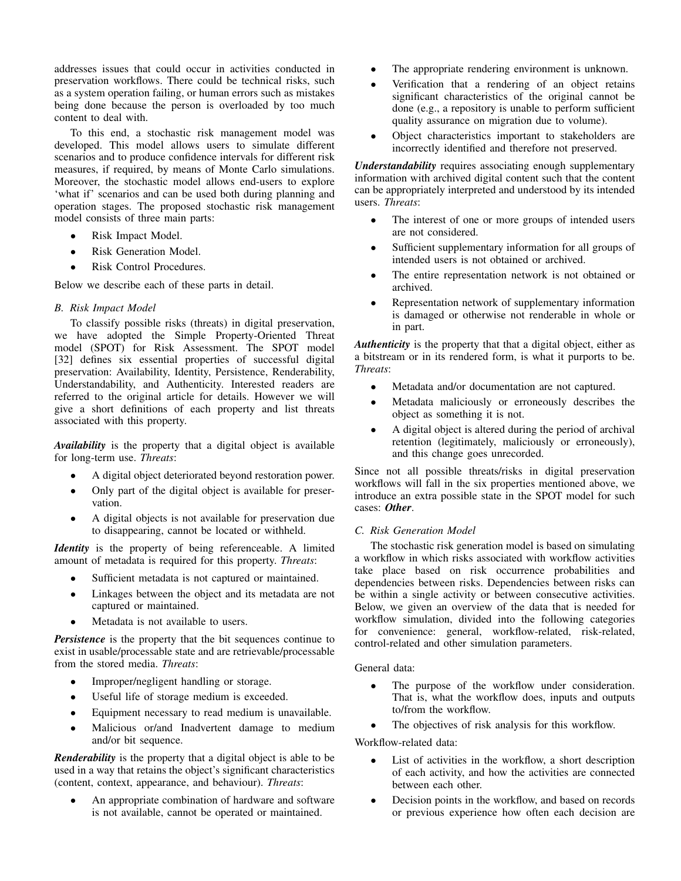addresses issues that could occur in activities conducted in preservation workflows. There could be technical risks, such as a system operation failing, or human errors such as mistakes being done because the person is overloaded by too much content to deal with.

To this end, a stochastic risk management model was developed. This model allows users to simulate different scenarios and to produce confidence intervals for different risk measures, if required, by means of Monte Carlo simulations. Moreover, the stochastic model allows end-users to explore 'what if' scenarios and can be used both during planning and operation stages. The proposed stochastic risk management model consists of three main parts:

- Risk Impact Model.
- Risk Generation Model.
- Risk Control Procedures.

Below we describe each of these parts in detail.

### B. Risk Impact Model

To classify possible risks (threats) in digital preservation, we have adopted the Simple Property-Oriented Threat model (SPOT) for Risk Assessment. The SPOT model [32] defines six essential properties of successful digital preservation: Availability, Identity, Persistence, Renderability, Understandability, and Authenticity. Interested readers are referred to the original article for details. However we will give a short definitions of each property and list threats associated with this property.

***Availability*** is the property that a digital object is available for long-term use. *Threats*:

- A digital object deteriorated beyond restoration power.
- Only part of the digital object is available for preservation.
- A digital objects is not available for preservation due to disappearing, cannot be located or withheld.

***Identity*** is the property of being referenceable. A limited amount of metadata is required for this property. *Threats*:

- Sufficient metadata is not captured or maintained.
- Linkages between the object and its metadata are not captured or maintained.
- Metadata is not available to users.

***Persistence*** is the property that the bit sequences continue to exist in usable/processable state and are retrievable/processable from the stored media. *Threats*:

- Improper/negligent handling or storage.
- Useful life of storage medium is exceeded.
- Equipment necessary to read medium is unavailable.
- Malicious or/and Inadvertent damage to medium and/or bit sequence.

***Renderability*** is the property that a digital object is able to be used in a way that retains the object's significant characteristics (content, context, appearance, and behaviour). *Threats*:

- An appropriate combination of hardware and software is not available, cannot be operated or maintained.
- The appropriate rendering environment is unknown.
- Verification that a rendering of an object retains significant characteristics of the original cannot be done (e.g., a repository is unable to perform sufficient quality assurance on migration due to volume).
- Object characteristics important to stakeholders are incorrectly identified and therefore not preserved.

***Understandability*** requires associating enough supplementary information with archived digital content such that the content can be appropriately interpreted and understood by its intended users. *Threats*:

- The interest of one or more groups of intended users are not considered.
- Sufficient supplementary information for all groups of intended users is not obtained or archived.
- The entire representation network is not obtained or archived.
- Representation network of supplementary information is damaged or otherwise not renderable in whole or in part.

***Authenticity*** is the property that that a digital object, either as a bitstream or in its rendered form, is what it purports to be. *Threats*:

- Metadata and/or documentation are not captured.
- Metadata maliciously or erroneously describes the object as something it is not.
- A digital object is altered during the period of archival retention (legitimately, maliciously or erroneously), and this change goes unrecorded.

Since not all possible threats/risks in digital preservation workflows will fall in the six properties mentioned above, we introduce an extra possible state in the SPOT model for such cases: ***Other***.

### C. Risk Generation Model

The stochastic risk generation model is based on simulating a workflow in which risks associated with workflow activities take place based on risk occurrence probabilities and dependencies between risks. Dependencies between risks can be within a single activity or between consecutive activities. Below, we given an overview of the data that is needed for workflow simulation, divided into the following categories for convenience: general, workflow-related, risk-related, control-related and other simulation parameters.

General data:

- The purpose of the workflow under consideration. That is, what the workflow does, inputs and outputs to/from the workflow.
- The objectives of risk analysis for this workflow.

Workflow-related data:

- List of activities in the workflow, a short description of each activity, and how the activities are connected between each other.
- Decision points in the workflow, and based on records or previous experience how often each decision are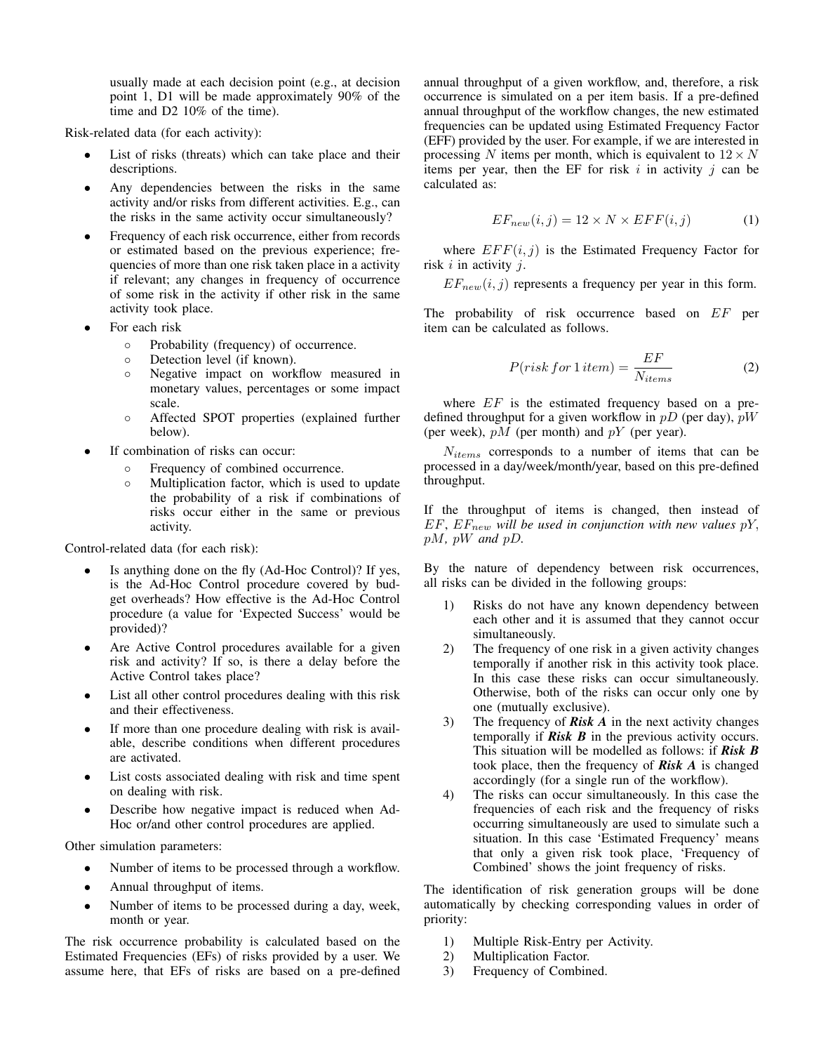usually made at each decision point (e.g., at decision point 1, D1 will be made approximately 90% of the time and D2 10% of the time).

Risk-related data (for each activity):

- List of risks (threats) which can take place and their descriptions.
- Any dependencies between the risks in the same activity and/or risks from different activities. E.g., can the risks in the same activity occur simultaneously?
- Frequency of each risk occurrence, either from records or estimated based on the previous experience; frequencies of more than one risk taken place in a activity if relevant; any changes in frequency of occurrence of some risk in the activity if other risk in the same activity took place.
- For each risk
  - Probability (frequency) of occurrence.
  - Detection level (if known).
  - Negative impact on workflow measured in monetary values, percentages or some impact scale.
  - Affected SPOT properties (explained further below).
- If combination of risks can occur:
  - Frequency of combined occurrence.
  - Multiplication factor, which is used to update the probability of a risk if combinations of risks occur either in the same or previous activity.

Control-related data (for each risk):

- Is anything done on the fly (Ad-Hoc Control)? If yes, is the Ad-Hoc Control procedure covered by budget overheads? How effective is the Ad-Hoc Control procedure (a value for 'Expected Success' would be provided)?
- Are Active Control procedures available for a given risk and activity? If so, is there a delay before the Active Control takes place?
- List all other control procedures dealing with this risk and their effectiveness.
- If more than one procedure dealing with risk is available, describe conditions when different procedures are activated.
- List costs associated dealing with risk and time spent on dealing with risk.
- Describe how negative impact is reduced when Ad-Hoc or/and other control procedures are applied.

Other simulation parameters:

- Number of items to be processed through a workflow.
- Annual throughput of items.
- Number of items to be processed during a day, week, month or year.

The risk occurrence probability is calculated based on the Estimated Frequencies (EFs) of risks provided by a user. We assume here, that EFs of risks are based on a pre-defined annual throughput of a given workflow, and, therefore, a risk occurrence is simulated on a per item basis. If a pre-defined annual throughput of the workflow changes, the new estimated frequencies can be updated using Estimated Frequency Factor (EFF) provided by the user. For example, if we are interested in processing $N$ items per month, which is equivalent to $12 \times N$ items per year, then the EF for risk $i$ in activity $j$ can be calculated as:

$$EF_{new}(i, j) = 12 \times N \times EFF(i, j) \tag{1}$$

where $EFF(i, j)$ is the Estimated Frequency Factor for risk $i$ in activity $j$.

$EF_{new}(i, j)$ represents a frequency per year in this form.

The probability of risk occurrence based on $EF$ per item can be calculated as follows.

$$P(risk\,for\,1\,item) = \frac{EF}{N_{items}} \tag{2}$$

where $EF$ is the estimated frequency based on a pre-defined throughput for a given workflow in $pD$ (per day), $pW$ (per week), $pM$ (per month) and $pY$ (per year).

$N_{items}$ corresponds to a number of items that can be processed in a day/week/month/year, based on this pre-defined throughput.

If the throughput of items is changed, then instead of $EF$, $EF_{new}$ *will be used in conjunction with new values* $pY$, $pM$, $pW$ *and* $pD$.

By the nature of dependency between risk occurrences, all risks can be divided in the following groups:

1) Risks do not have any known dependency between each other and it is assumed that they cannot occur simultaneously.
2) The frequency of one risk in a given activity changes temporally if another risk in this activity took place. In this case these risks can occur simultaneously. Otherwise, both of the risks can occur only one by one (mutually exclusive).
3) The frequency of ***Risk A*** in the next activity changes temporally if ***Risk B*** in the previous activity occurs. This situation will be modelled as follows: if ***Risk B*** took place, then the frequency of ***Risk A*** is changed accordingly (for a single run of the workflow).
4) The risks can occur simultaneously. In this case the frequencies of each risk and the frequency of risks occurring simultaneously are used to simulate such a situation. In this case 'Estimated Frequency' means that only a given risk took place, 'Frequency of Combined' shows the joint frequency of risks.

The identification of risk generation groups will be done automatically by checking corresponding values in order of priority:

1) Multiple Risk-Entry per Activity.
2) Multiplication Factor.
3) Frequency of Combined.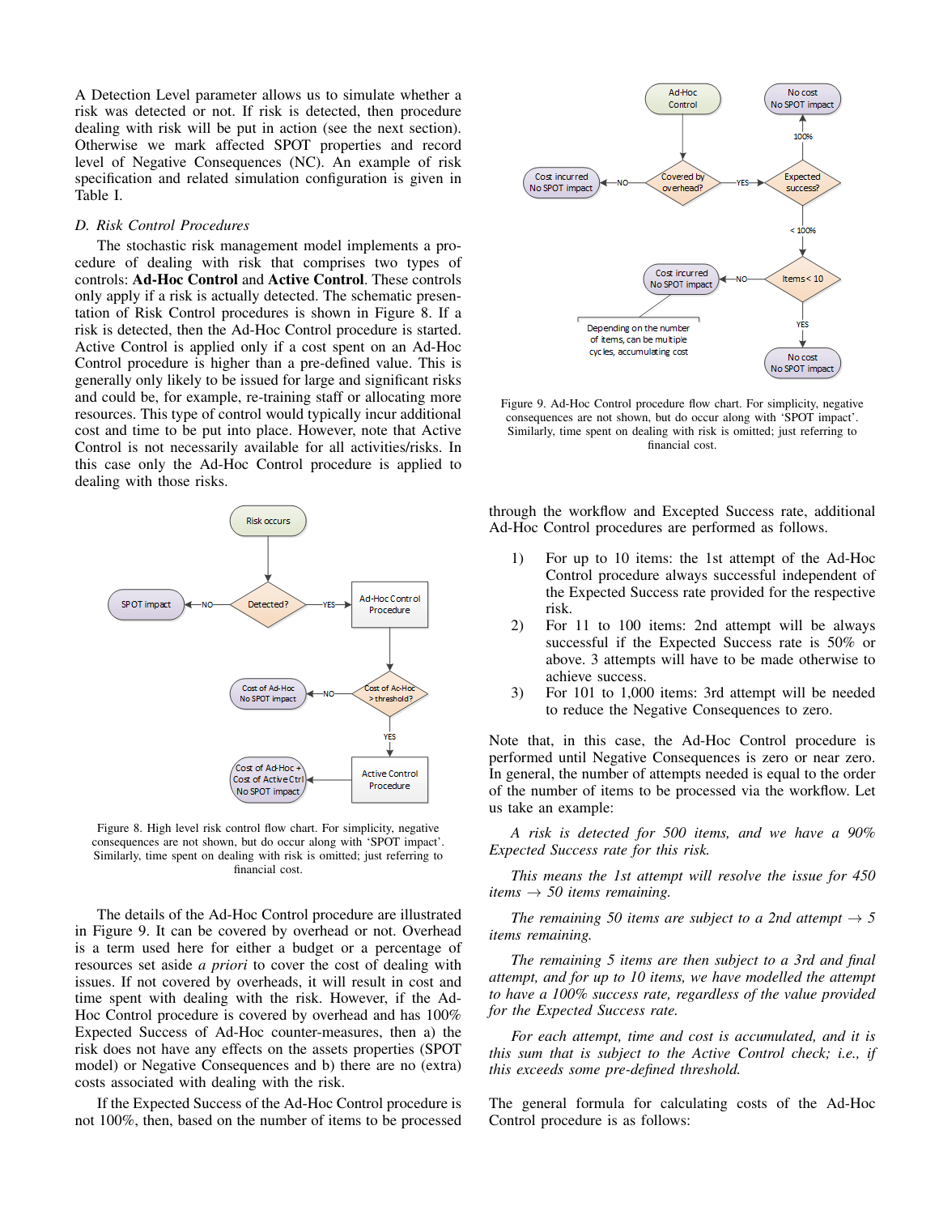A Detection Level parameter allows us to simulate whether a risk was detected or not. If risk is detected, then procedure dealing with risk will be put in action (see the next section). Otherwise we mark affected SPOT properties and record level of Negative Consequences (NC). An example of risk specification and related simulation configuration is given in Table I.

### D. Risk Control Procedures

The stochastic risk management model implements a procedure of dealing with risk that comprises two types of controls: **Ad-Hoc Control** and **Active Control**. These controls only apply if a risk is actually detected. The schematic presentation of Risk Control procedures is shown in Figure 8. If a risk is detected, then the Ad-Hoc Control procedure is started. Active Control is applied only if a cost spent on an Ad-Hoc Control procedure is higher than a pre-defined value. This is generally only likely to be issued for large and significant risks and could be, for example, re-training staff or allocating more resources. This type of control would typically incur additional cost and time to be put into place. However, note that Active Control is not necessarily available for all activities/risks. In this case only the Ad-Hoc Control procedure is applied to dealing with those risks.

Figure 8. High level risk control flow chart. For simplicity, negative consequences are not shown, but do occur along with 'SPOT impact'. Similarly, time spent on dealing with risk is omitted; just referring to financial cost.

The details of the Ad-Hoc Control procedure are illustrated in Figure 9. It can be covered by overhead or not. Overhead is a term used here for either a budget or a percentage of resources set aside *a priori* to cover the cost of dealing with issues. If not covered by overheads, it will result in cost and time spent with dealing with the risk. However, if the Ad-Hoc Control procedure is covered by overhead and has 100% Expected Success of Ad-Hoc counter-measures, then a) the risk does not have any effects on the assets properties (SPOT model) or Negative Consequences and b) there are no (extra) costs associated with dealing with the risk.

If the Expected Success of the Ad-Hoc Control procedure is not 100%, then, based on the number of items to be processed through the workflow and Excepted Success rate, additional Ad-Hoc Control procedures are performed as follows.

Figure 9. Ad-Hoc Control procedure flow chart. For simplicity, negative consequences are not shown, but do occur along with 'SPOT impact'. Similarly, time spent on dealing with risk is omitted; just referring to financial cost.

1) For up to 10 items: the 1st attempt of the Ad-Hoc Control procedure always successful independent of the Expected Success rate provided for the respective risk.
2) For 11 to 100 items: 2nd attempt will be always successful if the Expected Success rate is 50% or above. 3 attempts will have to be made otherwise to achieve success.
3) For 101 to 1,000 items: 3rd attempt will be needed to reduce the Negative Consequences to zero.

Note that, in this case, the Ad-Hoc Control procedure is performed until Negative Consequences is zero or near zero. In general, the number of attempts needed is equal to the order of the number of items to be processed via the workflow. Let us take an example:

*A risk is detected for 500 items, and we have a 90% Expected Success rate for this risk.*

*This means the 1st attempt will resolve the issue for 450 items → 50 items remaining.*

*The remaining 50 items are subject to a 2nd attempt → 5 items remaining.*

*The remaining 5 items are then subject to a 3rd and final attempt, and for up to 10 items, we have modelled the attempt to have a 100% success rate, regardless of the value provided for the Expected Success rate.*

*For each attempt, time and cost is accumulated, and it is this sum that is subject to the Active Control check; i.e., if this exceeds some pre-defined threshold.*

The general formula for calculating costs of the Ad-Hoc Control procedure is as follows: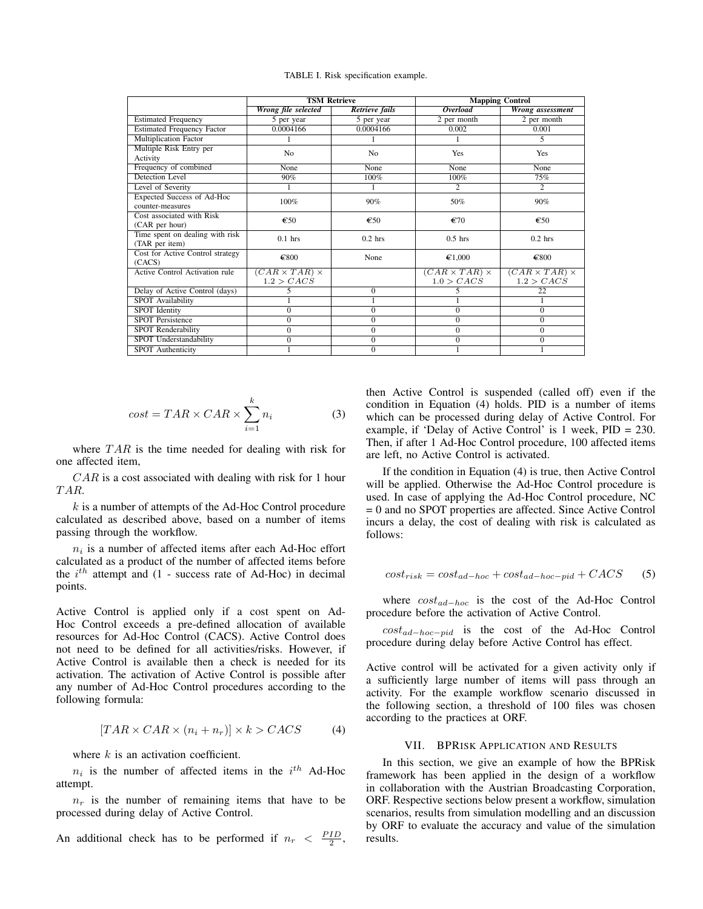TABLE I. Risk specification example.

| | TSM Retrieve | | Mapping Control | |
|---|---|---|---|---|
| | *Wrong file selected* | *Retrieve fails* | *Overload* | *Wrong assessment* |
| Estimated Frequency | 5 per year | 5 per year | 2 per month | 2 per month |
| Estimated Frequency Factor | 0.0004166 | 0.0004166 | 0.002 | 0.001 |
| Multiplication Factor | 1 | 1 | 1 | 5 |
| Multiple Risk Entry per Activity | No | No | Yes | Yes |
| Frequency of combined | None | None | None | None |
| Detection Level | 90% | 100% | 100% | 75% |
| Level of Severity | 1 | 1 | 2 | 2 |
| Expected Success of Ad-Hoc counter-measures | 100% | 90% | 50% | 90% |
| Cost associated with Risk (CAR per hour) | €50 | €50 | €70 | €50 |
| Time spent on dealing with risk (TAR per item) | 0.1 hrs | 0.2 hrs | 0.5 hrs | 0.2 hrs |
| Cost for Active Control strategy (CACS) | €800 | None | €1,000 | €800 |
| Active Control Activation rule | $(CAR \times TAR) \times 1.2 > CACS$ | | $(CAR \times TAR) \times 1.0 > CACS$ | $(CAR \times TAR) \times 1.2 > CACS$ |
| Delay of Active Control (days) | 5 | 0 | 5 | 22 |
| SPOT Availability | 1 | 1 | 1 | 1 |
| SPOT Identity | 0 | 0 | 0 | 0 |
| SPOT Persistence | 0 | 0 | 0 | 0 |
| SPOT Renderability | 0 | 0 | 0 | 0 |
| SPOT Understandability | 0 | 0 | 0 | 0 |
| SPOT Authenticity | 1 | 0 | 1 | 1 |

$$cost = TAR \times CAR \times \sum_{i=1}^{k} n_i \qquad (3)$$

where $TAR$ is the time needed for dealing with risk for one affected item,

$CAR$ is a cost associated with dealing with risk for 1 hour $TAR$.

$k$ is a number of attempts of the Ad-Hoc Control procedure calculated as described above, based on a number of items passing through the workflow.

$n_i$ is a number of affected items after each Ad-Hoc effort calculated as a product of the number of affected items before the $i^{th}$ attempt and (1 - success rate of Ad-Hoc) in decimal points.

Active Control is applied only if a cost spent on Ad-Hoc Control exceeds a pre-defined allocation of available resources for Ad-Hoc Control (CACS). Active Control does not need to be defined for all activities/risks. However, if Active Control is available then a check is needed for its activation. The activation of Active Control is possible after any number of Ad-Hoc Control procedures according to the following formula:

$$[TAR \times CAR \times (n_i + n_r)] \times k > CACS \qquad (4)$$

where $k$ is an activation coefficient.

$n_i$ is the number of affected items in the $i^{th}$ Ad-Hoc attempt.

$n_r$ is the number of remaining items that have to be processed during delay of Active Control.

An additional check has to be performed if $n_r < \frac{PID}{2}$, then Active Control is suspended (called off) even if the condition in Equation (4) holds. PID is a number of items which can be processed during delay of Active Control. For example, if 'Delay of Active Control' is 1 week, PID = 230. Then, if after 1 Ad-Hoc Control procedure, 100 affected items are left, no Active Control is activated.

If the condition in Equation (4) is true, then Active Control will be applied. Otherwise the Ad-Hoc Control procedure is used. In case of applying the Ad-Hoc Control procedure, NC = 0 and no SPOT properties are affected. Since Active Control incurs a delay, the cost of dealing with risk is calculated as follows:

$$cost_{risk} = cost_{ad-hoc} + cost_{ad-hoc-pid} + CACS \qquad (5)$$

where $cost_{ad-hoc}$ is the cost of the Ad-Hoc Control procedure before the activation of Active Control.

$cost_{ad-hoc-pid}$ is the cost of the Ad-Hoc Control procedure during delay before Active Control has effect.

Active control will be activated for a given activity only if a sufficiently large number of items will pass through an activity. For the example workflow scenario discussed in the following section, a threshold of 100 files was chosen according to the practices at ORF.

## VII. BPRisk Application and Results

In this section, we give an example of how the BPRisk framework has been applied in the design of a workflow in collaboration with the Austrian Broadcasting Corporation, ORF. Respective sections below present a workflow, simulation scenarios, results from simulation modelling and an discussion by ORF to evaluate the accuracy and value of the simulation results.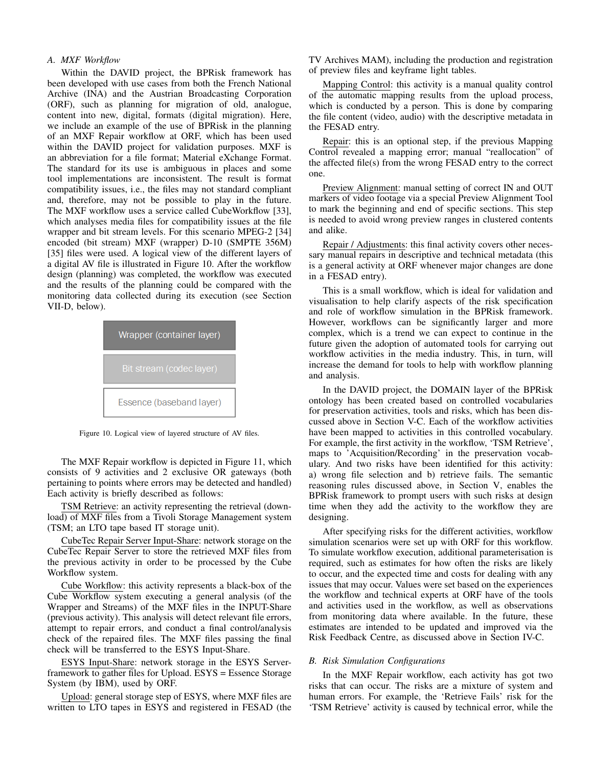### A. MXF Workflow

Within the DAVID project, the BPRisk framework has been developed with use cases from both the French National Archive (INA) and the Austrian Broadcasting Corporation (ORF), such as planning for migration of old, analogue, content into new, digital, formats (digital migration). Here, we include an example of the use of BPRisk in the planning of an MXF Repair workflow at ORF, which has been used within the DAVID project for validation purposes. MXF is an abbreviation for a file format; Material eXchange Format. The standard for its use is ambiguous in places and some tool implementations are inconsistent. The result is format compatibility issues, i.e., the files may not standard compliant and, therefore, may not be possible to play in the future. The MXF workflow uses a service called CubeWorkflow [33], which analyses media files for compatibility issues at the file wrapper and bit stream levels. For this scenario MPEG-2 [34] encoded (bit stream) MXF (wrapper) D-10 (SMPTE 356M) [35] files were used. A logical view of the different layers of a digital AV file is illustrated in Figure 10. After the workflow design (planning) was completed, the workflow was executed and the results of the planning could be compared with the monitoring data collected during its execution (see Section VII-D, below).

Wrapper (container layer)

Bit stream (codec layer)

Essence (baseband layer)

Figure 10. Logical view of layered structure of AV files.

The MXF Repair workflow is depicted in Figure 11, which consists of 9 activities and 2 exclusive OR gateways (both pertaining to points where errors may be detected and handled) Each activity is briefly described as follows:

TSM Retrieve: an activity representing the retrieval (download) of MXF files from a Tivoli Storage Management system (TSM; an LTO tape based IT storage unit).

CubeTec Repair Server Input-Share: network storage on the CubeTec Repair Server to store the retrieved MXF files from the previous activity in order to be processed by the Cube Workflow system.

Cube Workflow: this activity represents a black-box of the Cube Workflow system executing a general analysis (of the Wrapper and Streams) of the MXF files in the INPUT-Share (previous activity). This analysis will detect relevant file errors, attempt to repair errors, and conduct a final control/analysis check of the repaired files. The MXF files passing the final check will be transferred to the ESYS Input-Share.

ESYS Input-Share: network storage in the ESYS Server-framework to gather files for Upload. ESYS = Essence Storage System (by IBM), used by ORF.

Upload: general storage step of ESYS, where MXF files are written to LTO tapes in ESYS and registered in FESAD (the TV Archives MAM), including the production and registration of preview files and keyframe light tables.

Mapping Control: this activity is a manual quality control of the automatic mapping results from the upload process, which is conducted by a person. This is done by comparing the file content (video, audio) with the descriptive metadata in the FESAD entry.

Repair: this is an optional step, if the previous Mapping Control revealed a mapping error; manual "reallocation" of the affected file(s) from the wrong FESAD entry to the correct one.

Preview Alignment: manual setting of correct IN and OUT markers of video footage via a special Preview Alignment Tool to mark the beginning and end of specific sections. This step is needed to avoid wrong preview ranges in clustered contents and alike.

Repair / Adjustments: this final activity covers other necessary manual repairs in descriptive and technical metadata (this is a general activity at ORF whenever major changes are done in a FESAD entry).

This is a small workflow, which is ideal for validation and visualisation to help clarify aspects of the risk specification and role of workflow simulation in the BPRisk framework. However, workflows can be significantly larger and more complex, which is a trend we can expect to continue in the future given the adoption of automated tools for carrying out workflow activities in the media industry. This, in turn, will increase the demand for tools to help with workflow planning and analysis.

In the DAVID project, the DOMAIN layer of the BPRisk ontology has been created based on controlled vocabularies for preservation activities, tools and risks, which has been discussed above in Section V-C. Each of the workflow activities have been mapped to activities in this controlled vocabulary. For example, the first activity in the workflow, 'TSM Retrieve', maps to 'Acquisition/Recording' in the preservation vocabulary. And two risks have been identified for this activity: a) wrong file selection and b) retrieve fails. The semantic reasoning rules discussed above, in Section V, enables the BPRisk framework to prompt users with such risks at design time when they add the activity to the workflow they are designing.

After specifying risks for the different activities, workflow simulation scenarios were set up with ORF for this workflow. To simulate workflow execution, additional parameterisation is required, such as estimates for how often the risks are likely to occur, and the expected time and costs for dealing with any issues that may occur. Values were set based on the experiences the workflow and technical experts at ORF have of the tools and activities used in the workflow, as well as observations from monitoring data where available. In the future, these estimates are intended to be updated and improved via the Risk Feedback Centre, as discussed above in Section IV-C.

### B. Risk Simulation Configurations

In the MXF Repair workflow, each activity has got two risks that can occur. The risks are a mixture of system and human errors. For example, the 'Retrieve Fails' risk for the 'TSM Retrieve' activity is caused by technical error, while the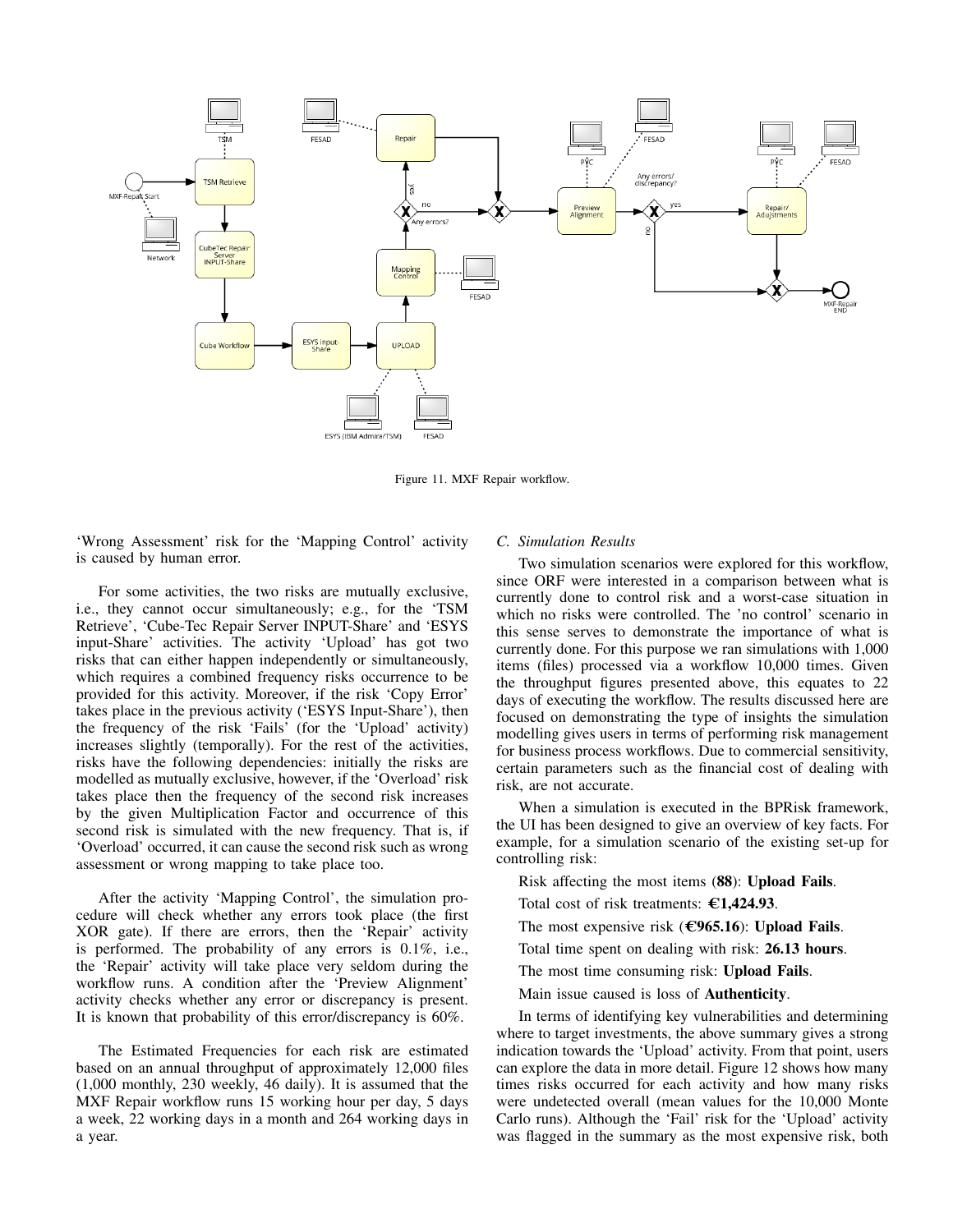Figure 11. MXF Repair workflow.

'Wrong Assessment' risk for the 'Mapping Control' activity is caused by human error.

For some activities, the two risks are mutually exclusive, i.e., they cannot occur simultaneously; e.g., for the 'TSM Retrieve', 'Cube-Tec Repair Server INPUT-Share' and 'ESYS input-Share' activities. The activity 'Upload' has got two risks that can either happen independently or simultaneously, which requires a combined frequency risks occurrence to be provided for this activity. Moreover, if the risk 'Copy Error' takes place in the previous activity ('ESYS Input-Share'), then the frequency of the risk 'Fails' (for the 'Upload' activity) increases slightly (temporally). For the rest of the activities, risks have the following dependencies: initially the risks are modelled as mutually exclusive, however, if the 'Overload' risk takes place then the frequency of the second risk increases by the given Multiplication Factor and occurrence of this second risk is simulated with the new frequency. That is, if 'Overload' occurred, it can cause the second risk such as wrong assessment or wrong mapping to take place too.

After the activity 'Mapping Control', the simulation procedure will check whether any errors took place (the first XOR gate). If there are errors, then the 'Repair' activity is performed. The probability of any errors is 0.1%, i.e., the 'Repair' activity will take place very seldom during the workflow runs. A condition after the 'Preview Alignment' activity checks whether any error or discrepancy is present. It is known that probability of this error/discrepancy is 60%.

The Estimated Frequencies for each risk are estimated based on an annual throughput of approximately 12,000 files (1,000 monthly, 230 weekly, 46 daily). It is assumed that the MXF Repair workflow runs 15 working hour per day, 5 days a week, 22 working days in a month and 264 working days in a year.

### *C. Simulation Results*

Two simulation scenarios were explored for this workflow, since ORF were interested in a comparison between what is currently done to control risk and a worst-case situation in which no risks were controlled. The 'no control' scenario in this sense serves to demonstrate the importance of what is currently done. For this purpose we ran simulations with 1,000 items (files) processed via a workflow 10,000 times. Given the throughput figures presented above, this equates to 22 days of executing the workflow. The results discussed here are focused on demonstrating the type of insights the simulation modelling gives users in terms of performing risk management for business process workflows. Due to commercial sensitivity, certain parameters such as the financial cost of dealing with risk, are not accurate.

When a simulation is executed in the BPRisk framework, the UI has been designed to give an overview of key facts. For example, for a simulation scenario of the existing set-up for controlling risk:

Risk affecting the most items (**88**): **Upload Fails**.

Total cost of risk treatments: **€1,424.93**.

The most expensive risk (**€965.16**): **Upload Fails**.

Total time spent on dealing with risk: **26.13 hours**.

The most time consuming risk: **Upload Fails**.

Main issue caused is loss of **Authenticity**.

In terms of identifying key vulnerabilities and determining where to target investments, the above summary gives a strong indication towards the 'Upload' activity. From that point, users can explore the data in more detail. Figure 12 shows how many times risks occurred for each activity and how many risks were undetected overall (mean values for the 10,000 Monte Carlo runs). Although the 'Fail' risk for the 'Upload' activity was flagged in the summary as the most expensive risk, both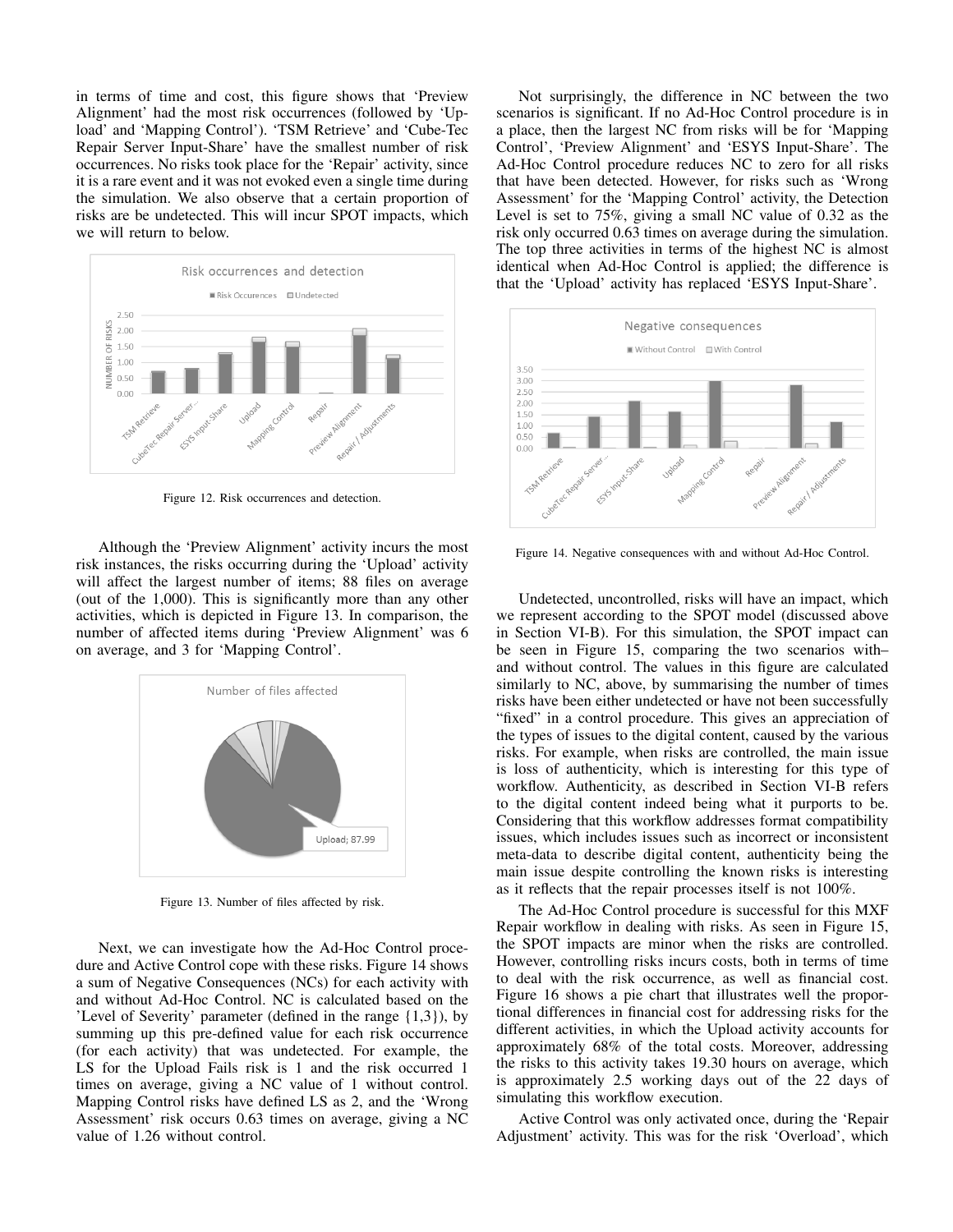in terms of time and cost, this figure shows that 'Preview Alignment' had the most risk occurrences (followed by 'Upload' and 'Mapping Control'). 'TSM Retrieve' and 'Cube-Tec Repair Server Input-Share' have the smallest number of risk occurrences. No risks took place for the 'Repair' activity, since it is a rare event and it was not evoked even a single time during the simulation. We also observe that a certain proportion of risks are be undetected. This will incur SPOT impacts, which we will return to below.

Figure 12. Risk occurrences and detection.

Although the 'Preview Alignment' activity incurs the most risk instances, the risks occurring during the 'Upload' activity will affect the largest number of items; 88 files on average (out of the 1,000). This is significantly more than any other activities, which is depicted in Figure 13. In comparison, the number of affected items during 'Preview Alignment' was 6 on average, and 3 for 'Mapping Control'.

Figure 13. Number of files affected by risk.

Next, we can investigate how the Ad-Hoc Control procedure and Active Control cope with these risks. Figure 14 shows a sum of Negative Consequences (NCs) for each activity with and without Ad-Hoc Control. NC is calculated based on the 'Level of Severity' parameter (defined in the range {1,3}), by summing up this pre-defined value for each risk occurrence (for each activity) that was undetected. For example, the LS for the Upload Fails risk is 1 and the risk occurred 1 times on average, giving a NC value of 1 without control. Mapping Control risks have defined LS as 2, and the 'Wrong Assessment' risk occurs 0.63 times on average, giving a NC value of 1.26 without control.

Not surprisingly, the difference in NC between the two scenarios is significant. If no Ad-Hoc Control procedure is in a place, then the largest NC from risks will be for 'Mapping Control', 'Preview Alignment' and 'ESYS Input-Share'. The Ad-Hoc Control procedure reduces NC to zero for all risks that have been detected. However, for risks such as 'Wrong Assessment' for the 'Mapping Control' activity, the Detection Level is set to 75%, giving a small NC value of 0.32 as the risk only occurred 0.63 times on average during the simulation. The top three activities in terms of the highest NC is almost identical when Ad-Hoc Control is applied; the difference is that the 'Upload' activity has replaced 'ESYS Input-Share'.

Figure 14. Negative consequences with and without Ad-Hoc Control.

Undetected, uncontrolled, risks will have an impact, which we represent according to the SPOT model (discussed above in Section VI-B). For this simulation, the SPOT impact can be seen in Figure 15, comparing the two scenarios with– and without control. The values in this figure are calculated similarly to NC, above, by summarising the number of times risks have been either undetected or have not been successfully "fixed" in a control procedure. This gives an appreciation of the types of issues to the digital content, caused by the various risks. For example, when risks are controlled, the main issue is loss of authenticity, which is interesting for this type of workflow. Authenticity, as described in Section VI-B refers to the digital content indeed being what it purports to be. Considering that this workflow addresses format compatibility issues, which includes issues such as incorrect or inconsistent meta-data to describe digital content, authenticity being the main issue despite controlling the known risks is interesting as it reflects that the repair processes itself is not 100%.

The Ad-Hoc Control procedure is successful for this MXF Repair workflow in dealing with risks. As seen in Figure 15, the SPOT impacts are minor when the risks are controlled. However, controlling risks incurs costs, both in terms of time to deal with the risk occurrence, as well as financial cost. Figure 16 shows a pie chart that illustrates well the proportional differences in financial cost for addressing risks for the different activities, in which the Upload activity accounts for approximately 68% of the total costs. Moreover, addressing the risks to this activity takes 19.30 hours on average, which is approximately 2.5 working days out of the 22 days of simulating this workflow execution.

Active Control was only activated once, during the 'Repair Adjustment' activity. This was for the risk 'Overload', which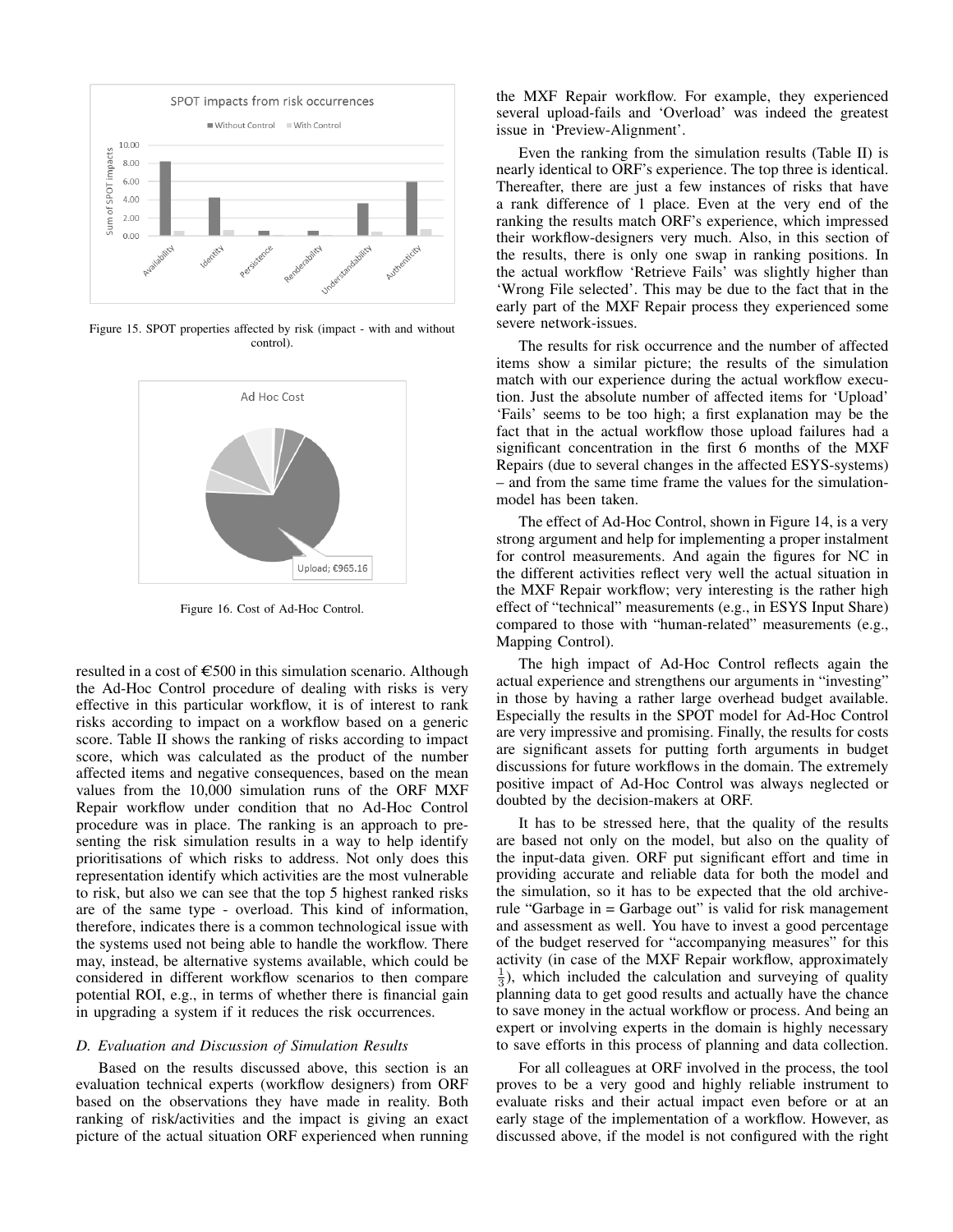Figure 15. SPOT properties affected by risk (impact - with and without control).

Figure 16. Cost of Ad-Hoc Control.

resulted in a cost of €500 in this simulation scenario. Although the Ad-Hoc Control procedure of dealing with risks is very effective in this particular workflow, it is of interest to rank risks according to impact on a workflow based on a generic score. Table II shows the ranking of risks according to impact score, which was calculated as the product of the number affected items and negative consequences, based on the mean values from the 10,000 simulation runs of the ORF MXF Repair workflow under condition that no Ad-Hoc Control procedure was in place. The ranking is an approach to presenting the risk simulation results in a way to help identify prioritisations of which risks to address. Not only does this representation identify which activities are the most vulnerable to risk, but also we can see that the top 5 highest ranked risks are of the same type - overload. This kind of information, therefore, indicates there is a common technological issue with the systems used not being able to handle the workflow. There may, instead, be alternative systems available, which could be considered in different workflow scenarios to then compare potential ROI, e.g., in terms of whether there is financial gain in upgrading a system if it reduces the risk occurrences.

### D. Evaluation and Discussion of Simulation Results

Based on the results discussed above, this section is an evaluation technical experts (workflow designers) from ORF based on the observations they have made in reality. Both ranking of risk/activities and the impact is giving an exact picture of the actual situation ORF experienced when running the MXF Repair workflow. For example, they experienced several upload-fails and 'Overload' was indeed the greatest issue in 'Preview-Alignment'.

Even the ranking from the simulation results (Table II) is nearly identical to ORF's experience. The top three is identical. Thereafter, there are just a few instances of risks that have a rank difference of 1 place. Even at the very end of the ranking the results match ORF's experience, which impressed their workflow-designers very much. Also, in this section of the results, there is only one swap in ranking positions. In the actual workflow 'Retrieve Fails' was slightly higher than 'Wrong File selected'. This may be due to the fact that in the early part of the MXF Repair process they experienced some severe network-issues.

The results for risk occurrence and the number of affected items show a similar picture; the results of the simulation match with our experience during the actual workflow execution. Just the absolute number of affected items for 'Upload' 'Fails' seems to be too high; a first explanation may be the fact that in the actual workflow those upload failures had a significant concentration in the first 6 months of the MXF Repairs (due to several changes in the affected ESYS-systems) – and from the same time frame the values for the simulation-model has been taken.

The effect of Ad-Hoc Control, shown in Figure 14, is a very strong argument and help for implementing a proper instalment for control measurements. And again the figures for NC in the different activities reflect very well the actual situation in the MXF Repair workflow; very interesting is the rather high effect of "technical" measurements (e.g., in ESYS Input Share) compared to those with "human-related" measurements (e.g., Mapping Control).

The high impact of Ad-Hoc Control reflects again the actual experience and strengthens our arguments in "investing" in those by having a rather large overhead budget available. Especially the results in the SPOT model for Ad-Hoc Control are very impressive and promising. Finally, the results for costs are significant assets for putting forth arguments in budget discussions for future workflows in the domain. The extremely positive impact of Ad-Hoc Control was always neglected or doubted by the decision-makers at ORF.

It has to be stressed here, that the quality of the results are based not only on the model, but also on the quality of the input-data given. ORF put significant effort and time in providing accurate and reliable data for both the model and the simulation, so it has to be expected that the old archive-rule "Garbage in = Garbage out" is valid for risk management and assessment as well. You have to invest a good percentage of the budget reserved for "accompanying measures" for this activity (in case of the MXF Repair workflow, approximately $\frac{1}{3}$), which included the calculation and surveying of quality planning data to get good results and actually have the chance to save money in the actual workflow or process. And being an expert or involving experts in the domain is highly necessary to save efforts in this process of planning and data collection.

For all colleagues at ORF involved in the process, the tool proves to be a very good and highly reliable instrument to evaluate risks and their actual impact even before or at an early stage of the implementation of a workflow. However, as discussed above, if the model is not configured with the right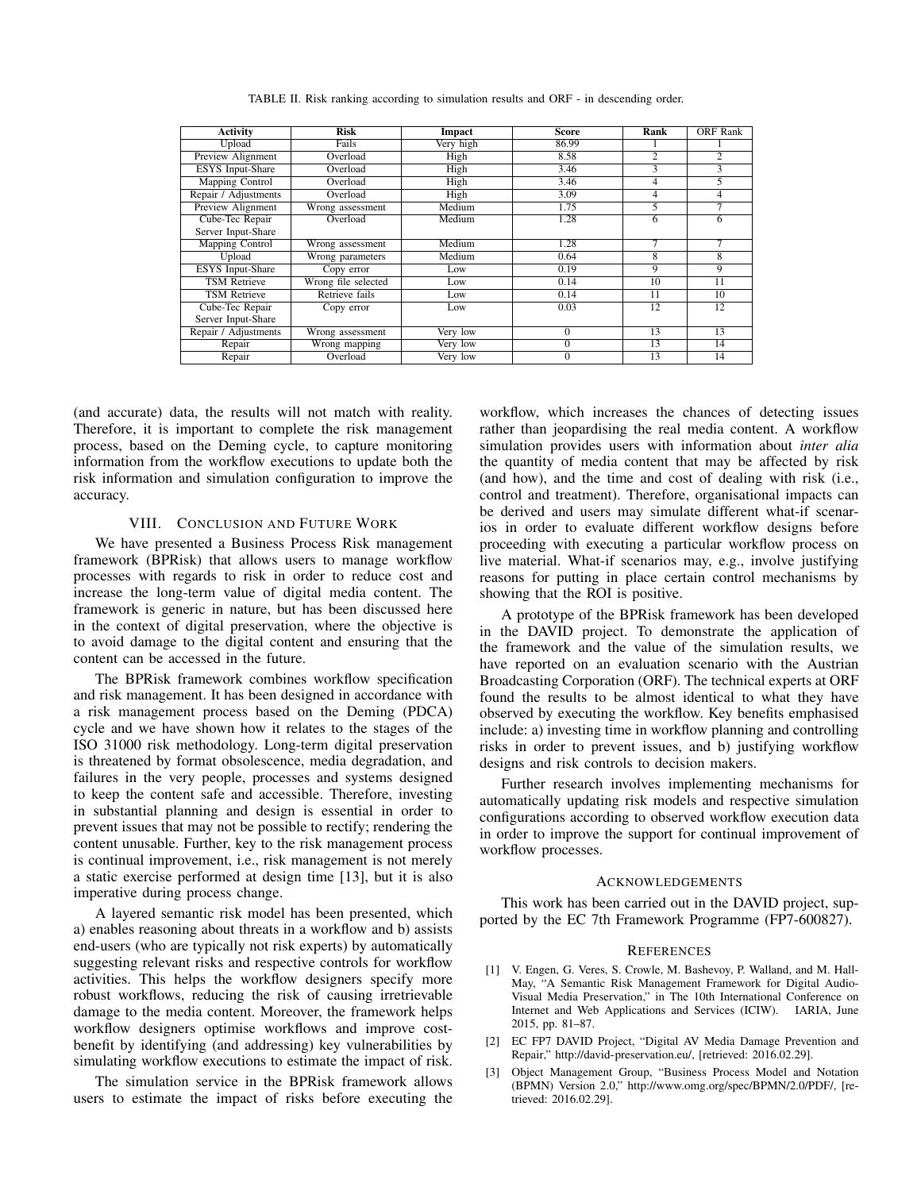TABLE II. Risk ranking according to simulation results and ORF - in descending order.

| Activity | Risk | Impact | Score | Rank | ORF Rank |
|---|---|---|---|---|---|
| Upload | Fails | Very high | 86.99 | 1 | 1 |
| Preview Alignment | Overload | High | 8.58 | 2 | 2 |
| ESYS Input-Share | Overload | High | 3.46 | 3 | 3 |
| Mapping Control | Overload | High | 3.46 | 4 | 5 |
| Repair / Adjustments | Overload | High | 3.09 | 4 | 4 |
| Preview Alignment | Wrong assessment | Medium | 1.75 | 5 | 7 |
| Cube-Tec Repair Server Input-Share | Overload | Medium | 1.28 | 6 | 6 |
| Mapping Control | Wrong assessment | Medium | 1.28 | 7 | 7 |
| Upload | Wrong parameters | Medium | 0.64 | 8 | 8 |
| ESYS Input-Share | Copy error | Low | 0.19 | 9 | 9 |
| TSM Retrieve | Wrong file selected | Low | 0.14 | 10 | 11 |
| TSM Retrieve | Retrieve fails | Low | 0.14 | 11 | 10 |
| Cube-Tec Repair Server Input-Share | Copy error | Low | 0.03 | 12 | 12 |
| Repair / Adjustments | Wrong assessment | Very low | 0 | 13 | 13 |
| Repair | Wrong mapping | Very low | 0 | 13 | 14 |
| Repair | Overload | Very low | 0 | 13 | 14 |

(and accurate) data, the results will not match with reality. Therefore, it is important to complete the risk management process, based on the Deming cycle, to capture monitoring information from the workflow executions to update both the risk information and simulation configuration to improve the accuracy.

## VIII. Conclusion and Future Work

We have presented a Business Process Risk management framework (BPRisk) that allows users to manage workflow processes with regards to risk in order to reduce cost and increase the long-term value of digital media content. The framework is generic in nature, but has been discussed here in the context of digital preservation, where the objective is to avoid damage to the digital content and ensuring that the content can be accessed in the future.

The BPRisk framework combines workflow specification and risk management. It has been designed in accordance with a risk management process based on the Deming (PDCA) cycle and we have shown how it relates to the stages of the ISO 31000 risk methodology. Long-term digital preservation is threatened by format obsolescence, media degradation, and failures in the very people, processes and systems designed to keep the content safe and accessible. Therefore, investing in substantial planning and design is essential in order to prevent issues that may not be possible to rectify; rendering the content unusable. Further, key to the risk management process is continual improvement, i.e., risk management is not merely a static exercise performed at design time [13], but it is also imperative during process change.

A layered semantic risk model has been presented, which a) enables reasoning about threats in a workflow and b) assists end-users (who are typically not risk experts) by automatically suggesting relevant risks and respective controls for workflow activities. This helps the workflow designers specify more robust workflows, reducing the risk of causing irretrievable damage to the media content. Moreover, the framework helps workflow designers optimise workflows and improve cost-benefit by identifying (and addressing) key vulnerabilities by simulating workflow executions to estimate the impact of risk.

The simulation service in the BPRisk framework allows users to estimate the impact of risks before executing the workflow, which increases the chances of detecting issues rather than jeopardising the real media content. A workflow simulation provides users with information about *inter alia* the quantity of media content that may be affected by risk (and how), and the time and cost of dealing with risk (i.e., control and treatment). Therefore, organisational impacts can be derived and users may simulate different what-if scenarios in order to evaluate different workflow designs before proceeding with executing a particular workflow process on live material. What-if scenarios may, e.g., involve justifying reasons for putting in place certain control mechanisms by showing that the ROI is positive.

A prototype of the BPRisk framework has been developed in the DAVID project. To demonstrate the application of the framework and the value of the simulation results, we have reported on an evaluation scenario with the Austrian Broadcasting Corporation (ORF). The technical experts at ORF found the results to be almost identical to what they have observed by executing the workflow. Key benefits emphasised include: a) investing time in workflow planning and controlling risks in order to prevent issues, and b) justifying workflow designs and risk controls to decision makers.

Further research involves implementing mechanisms for automatically updating risk models and respective simulation configurations according to observed workflow execution data in order to improve the support for continual improvement of workflow processes.

## Acknowledgements

This work has been carried out in the DAVID project, supported by the EC 7th Framework Programme (FP7-600827).

## References

[1] V. Engen, G. Veres, S. Crowle, M. Bashevoy, P. Walland, and M. Hall-May, "A Semantic Risk Management Framework for Digital Audio-Visual Media Preservation," in The 10th International Conference on Internet and Web Applications and Services (ICIW). IARIA, June 2015, pp. 81–87.

[2] EC FP7 DAVID Project, "Digital AV Media Damage Prevention and Repair," http://david-preservation.eu/, [retrieved: 2016.02.29].

[3] Object Management Group, "Business Process Model and Notation (BPMN) Version 2.0," http://www.omg.org/spec/BPMN/2.0/PDF/, [retrieved: 2016.02.29].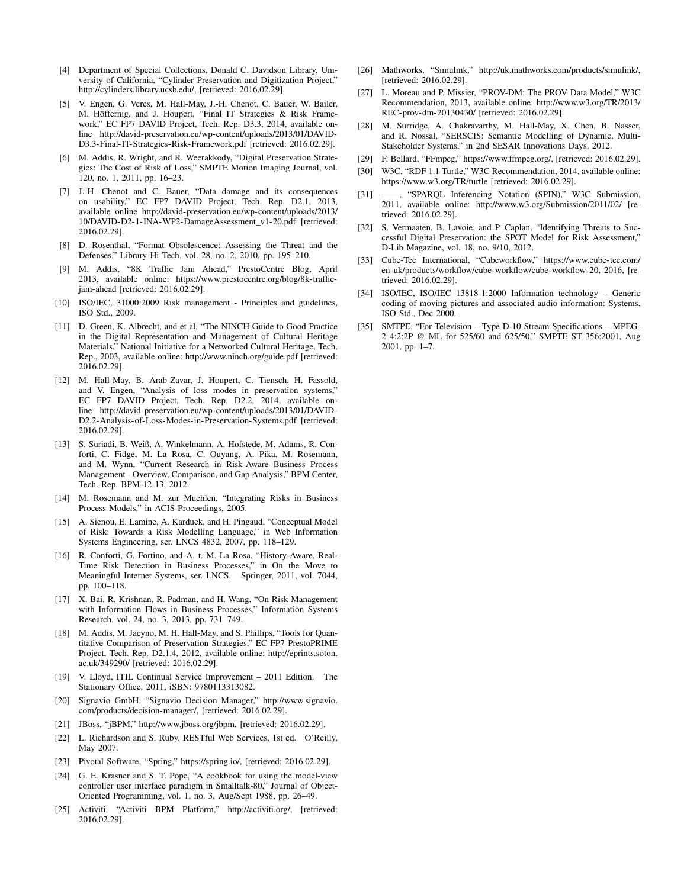[4] Department of Special Collections, Donald C. Davidson Library, University of California, "Cylinder Preservation and Digitization Project," http://cylinders.library.ucsb.edu/, [retrieved: 2016.02.29].

[5] V. Engen, G. Veres, M. Hall-May, J.-H. Chenot, C. Bauer, W. Bailer, M. Höffernig, and J. Houpert, "Final IT Strategies & Risk Framework," EC FP7 DAVID Project, Tech. Rep. D3.3, 2014, available online http://david-preservation.eu/wp-content/uploads/2013/01/DAVID-D3.3-Final-IT-Strategies-Risk-Framework.pdf [retrieved: 2016.02.29].

[6] M. Addis, R. Wright, and R. Weerakkody, "Digital Preservation Strategies: The Cost of Risk of Loss," SMPTE Motion Imaging Journal, vol. 120, no. 1, 2011, pp. 16–23.

[7] J.-H. Chenot and C. Bauer, "Data damage and its consequences on usability," EC FP7 DAVID Project, Tech. Rep. D2.1, 2013, available online http://david-preservation.eu/wp-content/uploads/2013/10/DAVID-D2-1-INA-WP2-DamageAssessment_v1-20.pdf [retrieved: 2016.02.29].

[8] D. Rosenthal, "Format Obsolescence: Assessing the Threat and the Defenses," Library Hi Tech, vol. 28, no. 2, 2010, pp. 195–210.

[9] M. Addis, "8K Traffic Jam Ahead," PrestoCentre Blog, April 2013, available online: https://www.prestocentre.org/blog/8k-traffic-jam-ahead [retrieved: 2016.02.29].

[10] ISO/IEC, 31000:2009 Risk management - Principles and guidelines, ISO Std., 2009.

[11] D. Green, K. Albrecht, and et al, "The NINCH Guide to Good Practice in the Digital Representation and Management of Cultural Heritage Materials," National Initiative for a Networked Cultural Heritage, Tech. Rep., 2003, available online: http://www.ninch.org/guide.pdf [retrieved: 2016.02.29].

[12] M. Hall-May, B. Arab-Zavar, J. Houpert, C. Tiensch, H. Fassold, and V. Engen, "Analysis of loss modes in preservation systems," EC FP7 DAVID Project, Tech. Rep. D2.2, 2014, available online http://david-preservation.eu/wp-content/uploads/2013/01/DAVID-D2.2-Analysis-of-Loss-Modes-in-Preservation-Systems.pdf [retrieved: 2016.02.29].

[13] S. Suriadi, B. Weiß, A. Winkelmann, A. Hofstede, M. Adams, R. Conforti, C. Fidge, M. La Rosa, C. Ouyang, A. Pika, M. Rosemann, and M. Wynn, "Current Research in Risk-Aware Business Process Management - Overview, Comparison, and Gap Analysis," BPM Center, Tech. Rep. BPM-12-13, 2012.

[14] M. Rosemann and M. zur Muehlen, "Integrating Risks in Business Process Models," in ACIS Proceedings, 2005.

[15] A. Sienou, E. Lamine, A. Karduck, and H. Pingaud, "Conceptual Model of Risk: Towards a Risk Modelling Language," in Web Information Systems Engineering, ser. LNCS 4832, 2007, pp. 118–129.

[16] R. Conforti, G. Fortino, and A. t. M. La Rosa, "History-Aware, Real-Time Risk Detection in Business Processes," in On the Move to Meaningful Internet Systems, ser. LNCS. Springer, 2011, vol. 7044, pp. 100–118.

[17] X. Bai, R. Krishnan, R. Padman, and H. Wang, "On Risk Management with Information Flows in Business Processes," Information Systems Research, vol. 24, no. 3, 2013, pp. 731–749.

[18] M. Addis, M. Jacyno, M. H. Hall-May, and S. Phillips, "Tools for Quantitative Comparison of Preservation Strategies," EC FP7 PrestoPRIME Project, Tech. Rep. D2.1.4, 2012, available online: http://eprints.soton.ac.uk/349290/ [retrieved: 2016.02.29].

[19] V. Lloyd, ITIL Continual Service Improvement – 2011 Edition. The Stationary Office, 2011, iSBN: 9780113313082.

[20] Signavio GmbH, "Signavio Decision Manager," http://www.signavio.com/products/decision-manager/, [retrieved: 2016.02.29].

[21] JBoss, "jBPM," http://www.jboss.org/jbpm, [retrieved: 2016.02.29].

[22] L. Richardson and S. Ruby, RESTful Web Services, 1st ed. O'Reilly, May 2007.

[23] Pivotal Software, "Spring," https://spring.io/, [retrieved: 2016.02.29].

[24] G. E. Krasner and S. T. Pope, "A cookbook for using the model-view controller user interface paradigm in Smalltalk-80," Journal of Object-Oriented Programming, vol. 1, no. 3, Aug/Sept 1988, pp. 26–49.

[25] Activiti, "Activiti BPM Platform," http://activiti.org/, [retrieved: 2016.02.29].

[26] Mathworks, "Simulink," http://uk.mathworks.com/products/simulink/, [retrieved: 2016.02.29].

[27] L. Moreau and P. Missier, "PROV-DM: The PROV Data Model," W3C Recommendation, 2013, available online: http://www.w3.org/TR/2013/REC-prov-dm-20130430/ [retrieved: 2016.02.29].

[28] M. Surridge, A. Chakravarthy, M. Hall-May, X. Chen, B. Nasser, and R. Nossal, "SERSCIS: Semantic Modelling of Dynamic, Multi-Stakeholder Systems," in 2nd SESAR Innovations Days, 2012.

[29] F. Bellard, "FFmpeg," https://www.ffmpeg.org/, [retrieved: 2016.02.29].

[30] W3C, "RDF 1.1 Turtle," W3C Recommendation, 2014, available online: https://www.w3.org/TR/turtle [retrieved: 2016.02.29].

[31] ——, "SPARQL Inferencing Notation (SPIN)," W3C Submission, 2011, available online: http://www.w3.org/Submission/2011/02/ [retrieved: 2016.02.29].

[32] S. Vermaaten, B. Lavoie, and P. Caplan, "Identifying Threats to Successful Digital Preservation: the SPOT Model for Risk Assessment," D-Lib Magazine, vol. 18, no. 9/10, 2012.

[33] Cube-Tec International, "Cubeworkflow," https://www.cube-tec.com/en-uk/products/workflow/cube-workflow/cube-workflow-20, 2016, [retrieved: 2016.02.29].

[34] ISO/IEC, ISO/IEC 13818-1:2000 Information technology – Generic coding of moving pictures and associated audio information: Systems, ISO Std., Dec 2000.

[35] SMTPE, "For Television – Type D-10 Stream Specifications – MPEG-2 4:2:2P @ ML for 525/60 and 625/50," SMPTE ST 356:2001, Aug 2001, pp. 1–7.